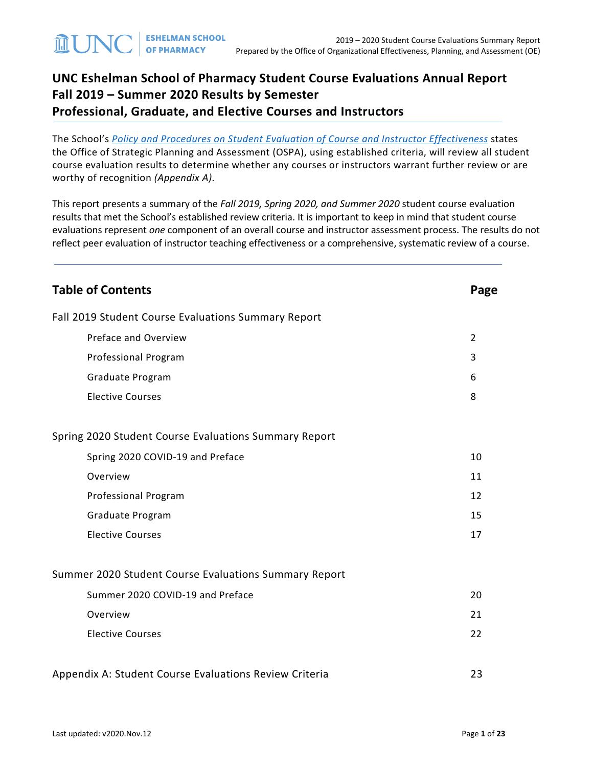# UNC Eshelman School of Pharmacy Student Course Evaluations Annual Report
## Fall 2019 – Summer 2020 Results by Semester
## Professional, Graduate, and Elective Courses and Instructors

The School's *Policy and Procedures on Student Evaluation of Course and Instructor Effectiveness* states the Office of Strategic Planning and Assessment (OSPA), using established criteria, will review all student course evaluation results to determine whether any courses or instructors warrant further review or are worthy of recognition *(Appendix A).*

This report presents a summary of the *Fall 2019, Spring 2020, and Summer 2020* student course evaluation results that met the School's established review criteria. It is important to keep in mind that student course evaluations represent *one* component of an overall course and instructor assessment process. The results do not reflect peer evaluation of instructor teaching effectiveness or a comprehensive, systematic review of a course.

---

## Table of Contents

| Section | Page |
|---|---|
| **Fall 2019 Student Course Evaluations Summary Report** | |
| Preface and Overview | 2 |
| Professional Program | 3 |
| Graduate Program | 6 |
| Elective Courses | 8 |
| **Spring 2020 Student Course Evaluations Summary Report** | |
| Spring 2020 COVID-19 and Preface | 10 |
| Overview | 11 |
| Professional Program | 12 |
| Graduate Program | 15 |
| Elective Courses | 17 |
| **Summer 2020 Student Course Evaluations Summary Report** | |
| Summer 2020 COVID-19 and Preface | 20 |
| Overview | 21 |
| Elective Courses | 22 |
| **Appendix A: Student Course Evaluations Review Criteria** | 23 |

Last updated: v2020.Nov.12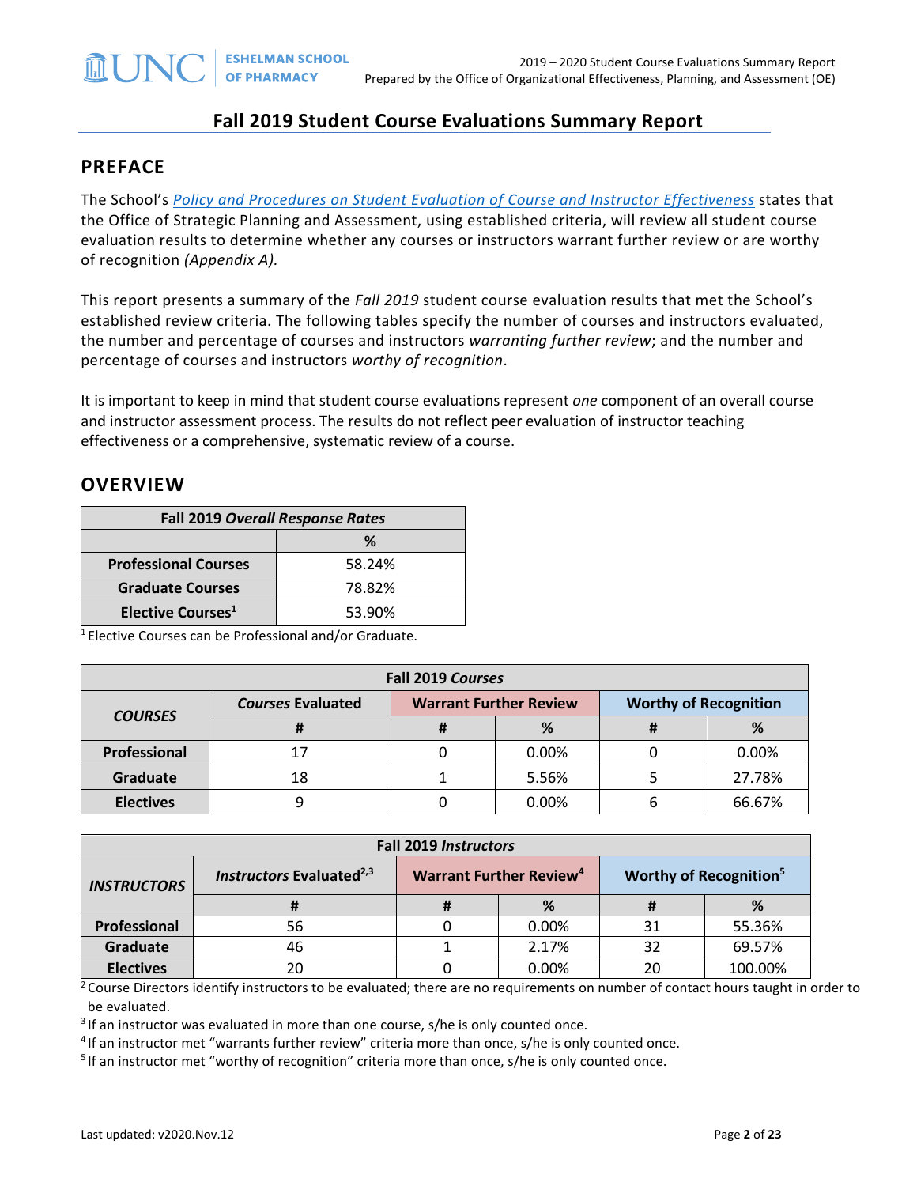# Fall 2019 Student Course Evaluations Summary Report

## PREFACE

The School's *Policy and Procedures on Student Evaluation of Course and Instructor Effectiveness* states that the Office of Strategic Planning and Assessment, using established criteria, will review all student course evaluation results to determine whether any courses or instructors warrant further review or are worthy of recognition *(Appendix A).*

This report presents a summary of the *Fall 2019* student course evaluation results that met the School's established review criteria. The following tables specify the number of courses and instructors evaluated, the number and percentage of courses and instructors *warranting further review*; and the number and percentage of courses and instructors *worthy of recognition*.

It is important to keep in mind that student course evaluations represent *one* component of an overall course and instructor assessment process. The results do not reflect peer evaluation of instructor teaching effectiveness or a comprehensive, systematic review of a course.

## OVERVIEW

| Fall 2019 *Overall Response Rates* | |
|---|---|
| | % |
| **Professional Courses** | 58.24% |
| **Graduate Courses** | 78.82% |
| **Elective Courses**[1] | 53.90% |

[1] Elective Courses can be Professional and/or Graduate.

| Fall 2019 *Courses* | | | | | |
|---|---|---|---|---|---|
| ***COURSES*** | ***Courses* Evaluated** | **Warrant Further Review** | | **Worthy of Recognition** | |
| | # | # | % | # | % |
| **Professional** | 17 | 0 | 0.00% | 0 | 0.00% |
| **Graduate** | 18 | 1 | 5.56% | 5 | 27.78% |
| **Electives** | 9 | 0 | 0.00% | 6 | 66.67% |

| Fall 2019 *Instructors* | | | | | |
|---|---|---|---|---|---|
| ***INSTRUCTORS*** | ***Instructors* Evaluated**[2,3] | **Warrant Further Review**[4] | | **Worthy of Recognition**[5] | |
| | # | # | % | # | % |
| **Professional** | 56 | 0 | 0.00% | 31 | 55.36% |
| **Graduate** | 46 | 1 | 2.17% | 32 | 69.57% |
| **Electives** | 20 | 0 | 0.00% | 20 | 100.00% |

[2] Course Directors identify instructors to be evaluated; there are no requirements on number of contact hours taught in order to be evaluated.

[3] If an instructor was evaluated in more than one course, s/he is only counted once.

[4] If an instructor met "warrants further review" criteria more than once, s/he is only counted once.

[5] If an instructor met "worthy of recognition" criteria more than once, s/he is only counted once.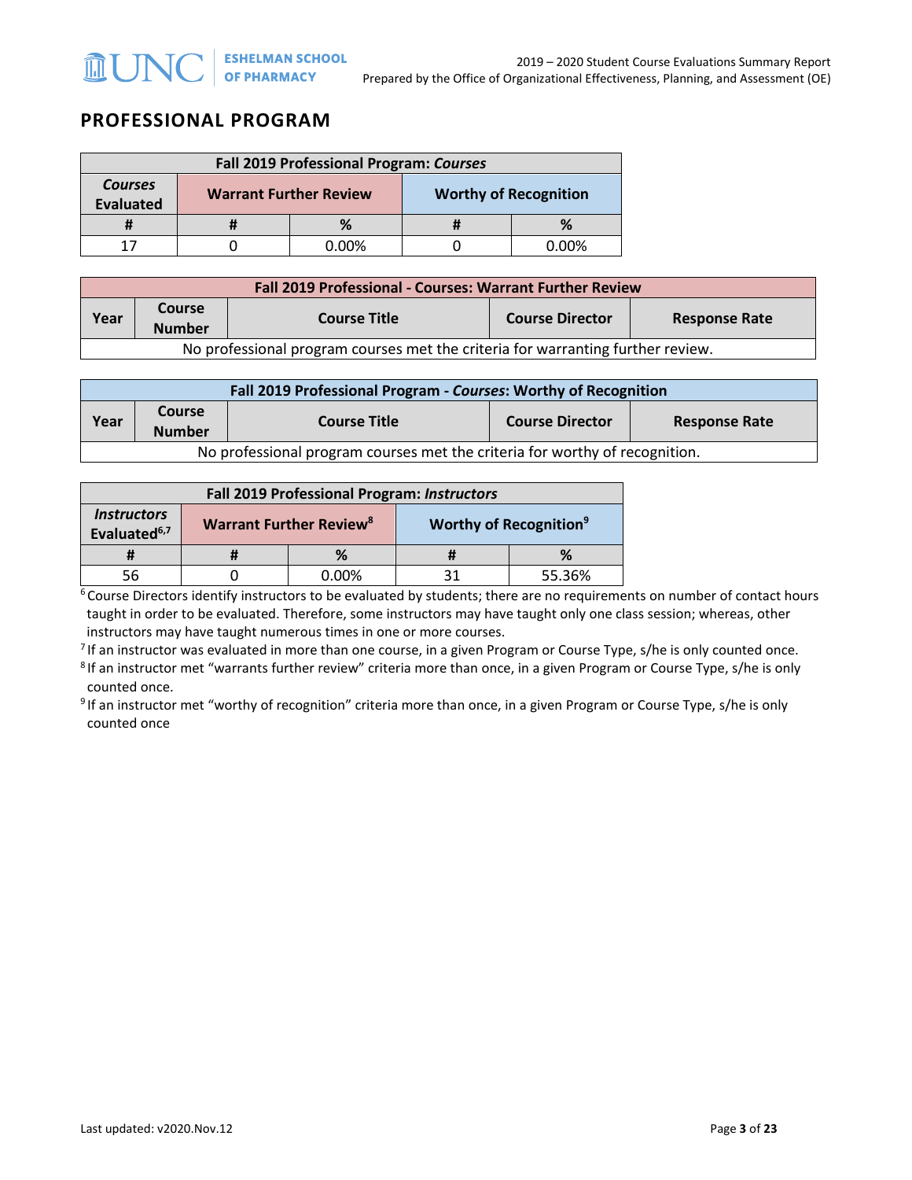## PROFESSIONAL PROGRAM

| Fall 2019 Professional Program: *Courses* | | | | |
|---|---|---|---|---|
| ***Courses* Evaluated** | **Warrant Further Review** | | **Worthy of Recognition** | |
| **#** | **#** | **%** | **#** | **%** |
| 17 | 0 | 0.00% | 0 | 0.00% |

| Fall 2019 Professional - Courses: Warrant Further Review | | | | |
|---|---|---|---|---|
| **Year** | **Course Number** | **Course Title** | **Course Director** | **Response Rate** |
| No professional program courses met the criteria for warranting further review. | | | | |

| Fall 2019 Professional Program - *Courses*: Worthy of Recognition | | | | |
|---|---|---|---|---|
| **Year** | **Course Number** | **Course Title** | **Course Director** | **Response Rate** |
| No professional program courses met the criteria for worthy of recognition. | | | | |

| Fall 2019 Professional Program: *Instructors* | | | | |
|---|---|---|---|---|
| ***Instructors* Evaluated[6,7]** | **Warrant Further Review[8]** | | **Worthy of Recognition[9]** | |
| **#** | **#** | **%** | **#** | **%** |
| 56 | 0 | 0.00% | 31 | 55.36% |

[6] Course Directors identify instructors to be evaluated by students; there are no requirements on number of contact hours taught in order to be evaluated. Therefore, some instructors may have taught only one class session; whereas, other instructors may have taught numerous times in one or more courses.

[7] If an instructor was evaluated in more than one course, in a given Program or Course Type, s/he is only counted once.

[8] If an instructor met "warrants further review" criteria more than once, in a given Program or Course Type, s/he is only counted once.

[9] If an instructor met "worthy of recognition" criteria more than once, in a given Program or Course Type, s/he is only counted once

Last updated: v2020.Nov.12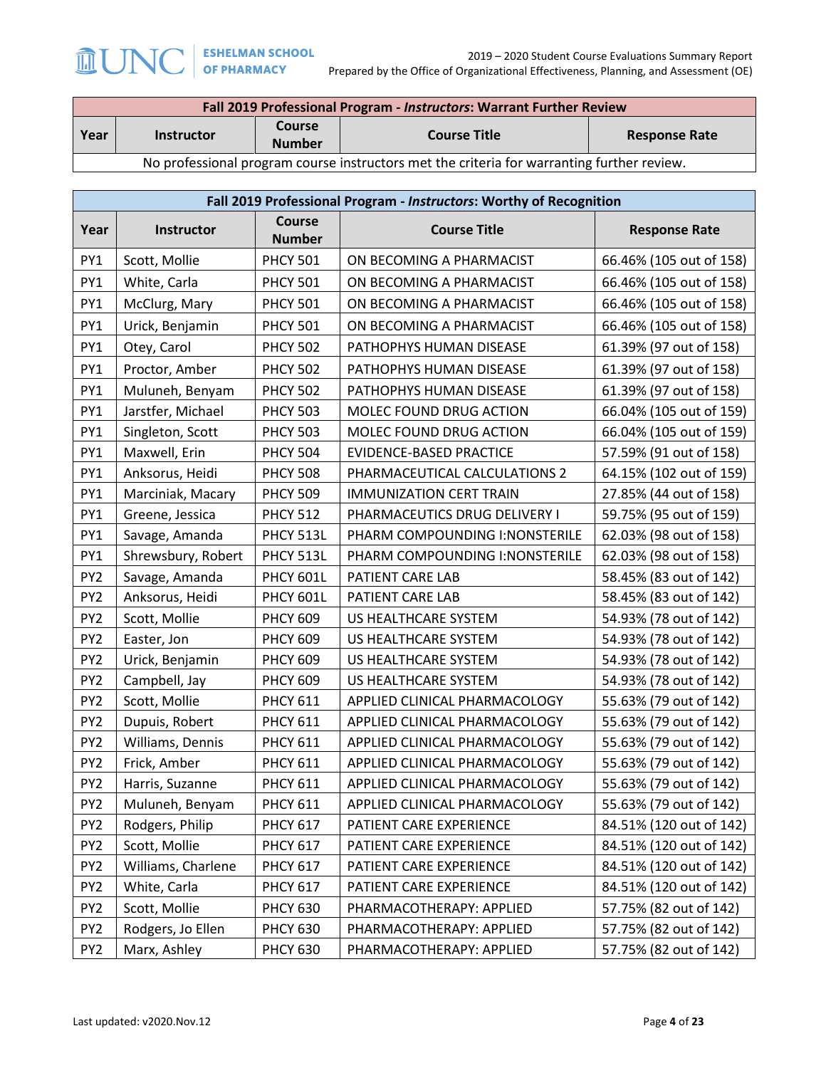| Fall 2019 Professional Program - *Instructors*: Warrant Further Review | | | | |
|---|---|---|---|---|
| **Year** | **Instructor** | **Course Number** | **Course Title** | **Response Rate** |
| No professional program course instructors met the criteria for warranting further review. | | | | |

| Fall 2019 Professional Program - *Instructors*: Worthy of Recognition | | | | |
|---|---|---|---|---|
| **Year** | **Instructor** | **Course Number** | **Course Title** | **Response Rate** |
| PY1 | Scott, Mollie | PHCY 501 | ON BECOMING A PHARMACIST | 66.46% (105 out of 158) |
| PY1 | White, Carla | PHCY 501 | ON BECOMING A PHARMACIST | 66.46% (105 out of 158) |
| PY1 | McClurg, Mary | PHCY 501 | ON BECOMING A PHARMACIST | 66.46% (105 out of 158) |
| PY1 | Urick, Benjamin | PHCY 501 | ON BECOMING A PHARMACIST | 66.46% (105 out of 158) |
| PY1 | Otey, Carol | PHCY 502 | PATHOPHYS HUMAN DISEASE | 61.39% (97 out of 158) |
| PY1 | Proctor, Amber | PHCY 502 | PATHOPHYS HUMAN DISEASE | 61.39% (97 out of 158) |
| PY1 | Muluneh, Benyam | PHCY 502 | PATHOPHYS HUMAN DISEASE | 61.39% (97 out of 158) |
| PY1 | Jarstfer, Michael | PHCY 503 | MOLEC FOUND DRUG ACTION | 66.04% (105 out of 159) |
| PY1 | Singleton, Scott | PHCY 503 | MOLEC FOUND DRUG ACTION | 66.04% (105 out of 159) |
| PY1 | Maxwell, Erin | PHCY 504 | EVIDENCE-BASED PRACTICE | 57.59% (91 out of 158) |
| PY1 | Anksorus, Heidi | PHCY 508 | PHARMACEUTICAL CALCULATIONS 2 | 64.15% (102 out of 159) |
| PY1 | Marciniak, Macary | PHCY 509 | IMMUNIZATION CERT TRAIN | 27.85% (44 out of 158) |
| PY1 | Greene, Jessica | PHCY 512 | PHARMACEUTICS DRUG DELIVERY I | 59.75% (95 out of 159) |
| PY1 | Savage, Amanda | PHCY 513L | PHARM COMPOUNDING I:NONSTERILE | 62.03% (98 out of 158) |
| PY1 | Shrewsbury, Robert | PHCY 513L | PHARM COMPOUNDING I:NONSTERILE | 62.03% (98 out of 158) |
| PY2 | Savage, Amanda | PHCY 601L | PATIENT CARE LAB | 58.45% (83 out of 142) |
| PY2 | Anksorus, Heidi | PHCY 601L | PATIENT CARE LAB | 58.45% (83 out of 142) |
| PY2 | Scott, Mollie | PHCY 609 | US HEALTHCARE SYSTEM | 54.93% (78 out of 142) |
| PY2 | Easter, Jon | PHCY 609 | US HEALTHCARE SYSTEM | 54.93% (78 out of 142) |
| PY2 | Urick, Benjamin | PHCY 609 | US HEALTHCARE SYSTEM | 54.93% (78 out of 142) |
| PY2 | Campbell, Jay | PHCY 609 | US HEALTHCARE SYSTEM | 54.93% (78 out of 142) |
| PY2 | Scott, Mollie | PHCY 611 | APPLIED CLINICAL PHARMACOLOGY | 55.63% (79 out of 142) |
| PY2 | Dupuis, Robert | PHCY 611 | APPLIED CLINICAL PHARMACOLOGY | 55.63% (79 out of 142) |
| PY2 | Williams, Dennis | PHCY 611 | APPLIED CLINICAL PHARMACOLOGY | 55.63% (79 out of 142) |
| PY2 | Frick, Amber | PHCY 611 | APPLIED CLINICAL PHARMACOLOGY | 55.63% (79 out of 142) |
| PY2 | Harris, Suzanne | PHCY 611 | APPLIED CLINICAL PHARMACOLOGY | 55.63% (79 out of 142) |
| PY2 | Muluneh, Benyam | PHCY 611 | APPLIED CLINICAL PHARMACOLOGY | 55.63% (79 out of 142) |
| PY2 | Rodgers, Philip | PHCY 617 | PATIENT CARE EXPERIENCE | 84.51% (120 out of 142) |
| PY2 | Scott, Mollie | PHCY 617 | PATIENT CARE EXPERIENCE | 84.51% (120 out of 142) |
| PY2 | Williams, Charlene | PHCY 617 | PATIENT CARE EXPERIENCE | 84.51% (120 out of 142) |
| PY2 | White, Carla | PHCY 617 | PATIENT CARE EXPERIENCE | 84.51% (120 out of 142) |
| PY2 | Scott, Mollie | PHCY 630 | PHARMACOTHERAPY: APPLIED | 57.75% (82 out of 142) |
| PY2 | Rodgers, Jo Ellen | PHCY 630 | PHARMACOTHERAPY: APPLIED | 57.75% (82 out of 142) |
| PY2 | Marx, Ashley | PHCY 630 | PHARMACOTHERAPY: APPLIED | 57.75% (82 out of 142) |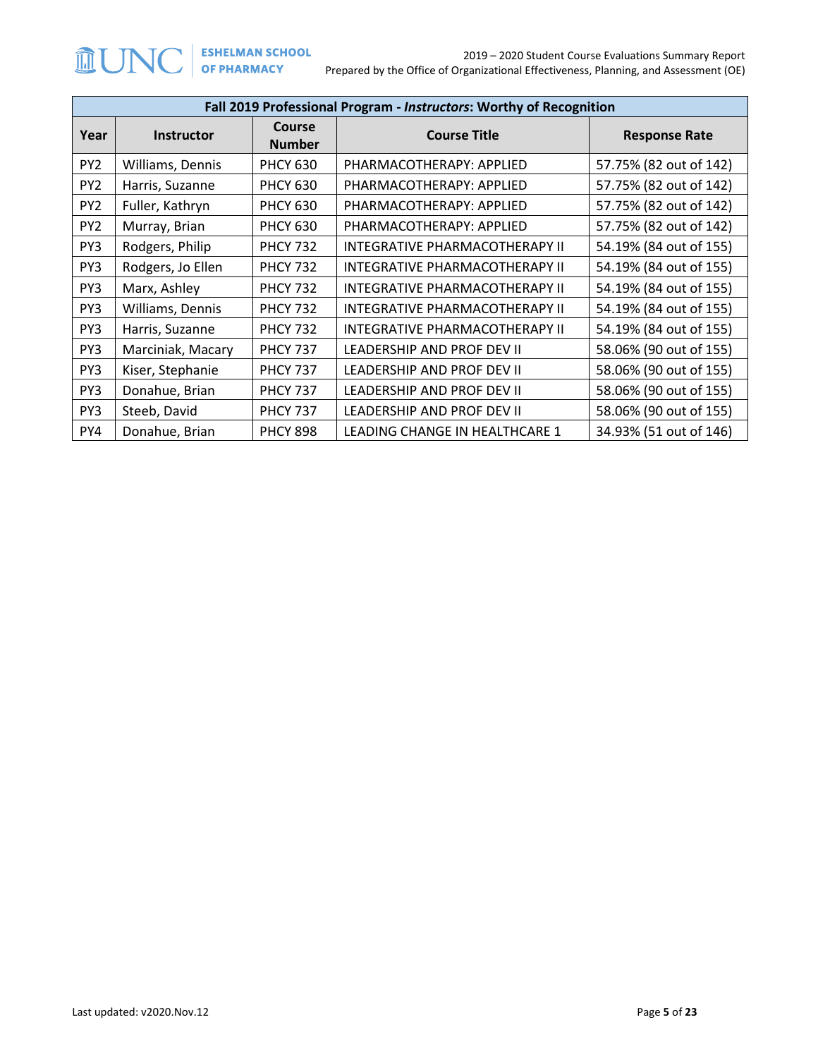| Fall 2019 Professional Program - *Instructors*: Worthy of Recognition | | | | |
|---|---|---|---|---|
| **Year** | **Instructor** | **Course Number** | **Course Title** | **Response Rate** |
| PY2 | Williams, Dennis | PHCY 630 | PHARMACOTHERAPY: APPLIED | 57.75% (82 out of 142) |
| PY2 | Harris, Suzanne | PHCY 630 | PHARMACOTHERAPY: APPLIED | 57.75% (82 out of 142) |
| PY2 | Fuller, Kathryn | PHCY 630 | PHARMACOTHERAPY: APPLIED | 57.75% (82 out of 142) |
| PY2 | Murray, Brian | PHCY 630 | PHARMACOTHERAPY: APPLIED | 57.75% (82 out of 142) |
| PY3 | Rodgers, Philip | PHCY 732 | INTEGRATIVE PHARMACOTHERAPY II | 54.19% (84 out of 155) |
| PY3 | Rodgers, Jo Ellen | PHCY 732 | INTEGRATIVE PHARMACOTHERAPY II | 54.19% (84 out of 155) |
| PY3 | Marx, Ashley | PHCY 732 | INTEGRATIVE PHARMACOTHERAPY II | 54.19% (84 out of 155) |
| PY3 | Williams, Dennis | PHCY 732 | INTEGRATIVE PHARMACOTHERAPY II | 54.19% (84 out of 155) |
| PY3 | Harris, Suzanne | PHCY 732 | INTEGRATIVE PHARMACOTHERAPY II | 54.19% (84 out of 155) |
| PY3 | Marciniak, Macary | PHCY 737 | LEADERSHIP AND PROF DEV II | 58.06% (90 out of 155) |
| PY3 | Kiser, Stephanie | PHCY 737 | LEADERSHIP AND PROF DEV II | 58.06% (90 out of 155) |
| PY3 | Donahue, Brian | PHCY 737 | LEADERSHIP AND PROF DEV II | 58.06% (90 out of 155) |
| PY3 | Steeb, David | PHCY 737 | LEADERSHIP AND PROF DEV II | 58.06% (90 out of 155) |
| PY4 | Donahue, Brian | PHCY 898 | LEADING CHANGE IN HEALTHCARE 1 | 34.93% (51 out of 146) |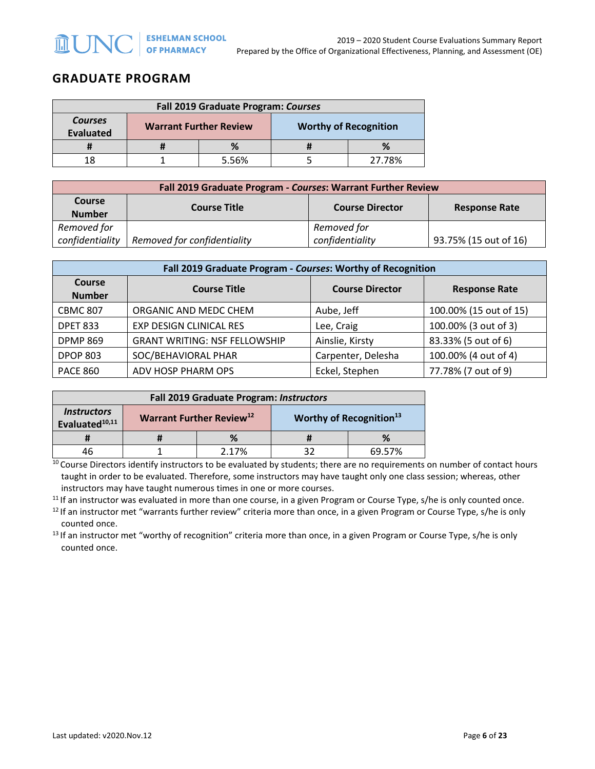## GRADUATE PROGRAM

| Fall 2019 Graduate Program: *Courses* | | | | |
|---|---|---|---|---|
| *Courses Evaluated* | Warrant Further Review | | Worthy of Recognition | |
| # | # | % | # | % |
| 18 | 1 | 5.56% | 5 | 27.78% |

| Fall 2019 Graduate Program - *Courses*: Warrant Further Review | | | |
|---|---|---|---|
| Course Number | Course Title | Course Director | Response Rate |
| *Removed for confidentiality* | *Removed for confidentiality* | *Removed for confidentiality* | 93.75% (15 out of 16) |

| Fall 2019 Graduate Program - *Courses*: Worthy of Recognition | | | |
|---|---|---|---|
| Course Number | Course Title | Course Director | Response Rate |
| CBMC 807 | ORGANIC AND MEDC CHEM | Aube, Jeff | 100.00% (15 out of 15) |
| DPET 833 | EXP DESIGN CLINICAL RES | Lee, Craig | 100.00% (3 out of 3) |
| DPMP 869 | GRANT WRITING: NSF FELLOWSHIP | Ainslie, Kirsty | 83.33% (5 out of 6) |
| DPOP 803 | SOC/BEHAVIORAL PHAR | Carpenter, Delesha | 100.00% (4 out of 4) |
| PACE 860 | ADV HOSP PHARM OPS | Eckel, Stephen | 77.78% (7 out of 9) |

| Fall 2019 Graduate Program: *Instructors* | | | | |
|---|---|---|---|---|
| *Instructors Evaluated*[10,11] | Warrant Further Review[12] | | Worthy of Recognition[13] | |
| # | # | % | # | % |
| 46 | 1 | 2.17% | 32 | 69.57% |

[10] Course Directors identify instructors to be evaluated by students; there are no requirements on number of contact hours taught in order to be evaluated. Therefore, some instructors may have taught only one class session; whereas, other instructors may have taught numerous times in one or more courses.

[11] If an instructor was evaluated in more than one course, in a given Program or Course Type, s/he is only counted once.

[12] If an instructor met "warrants further review" criteria more than once, in a given Program or Course Type, s/he is only counted once.

[13] If an instructor met "worthy of recognition" criteria more than once, in a given Program or Course Type, s/he is only counted once.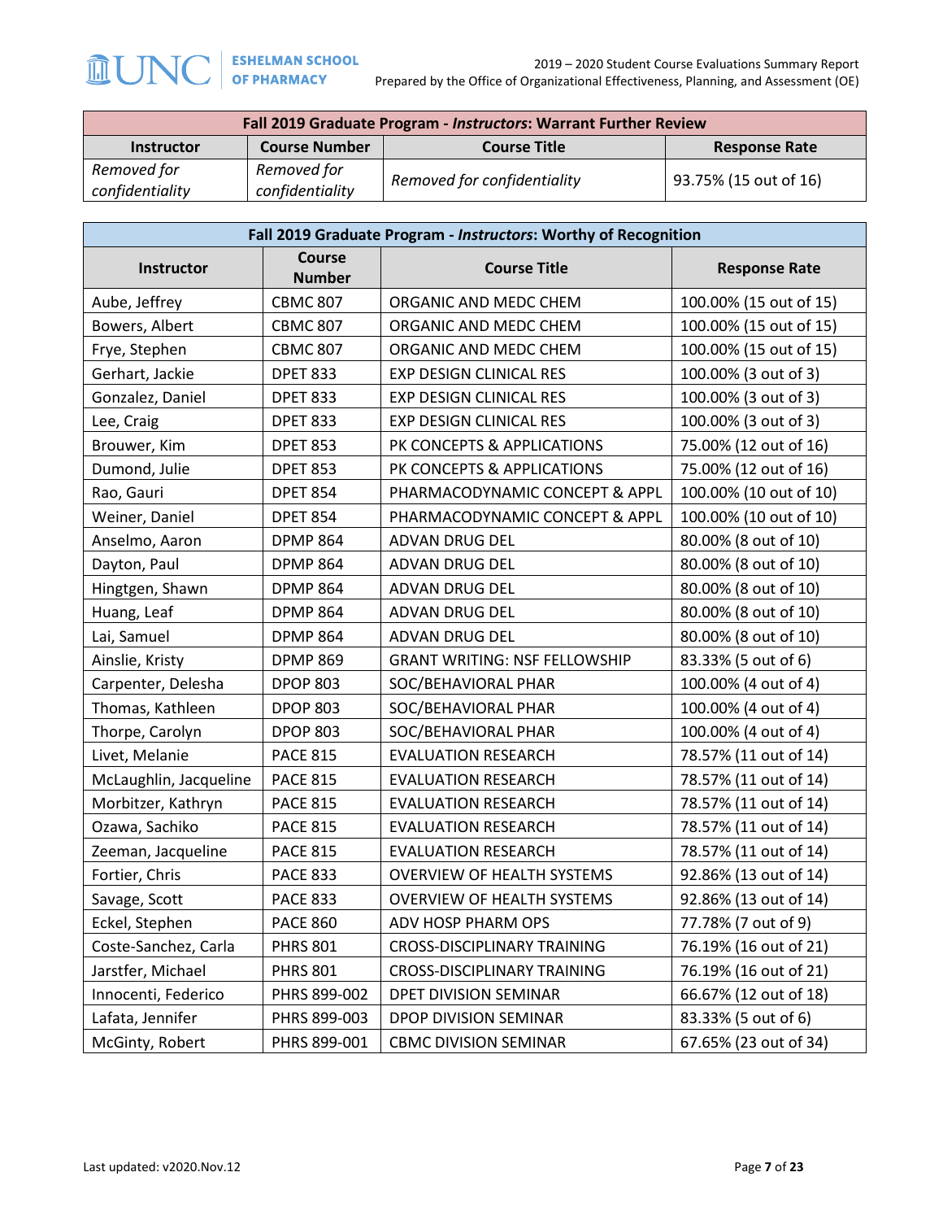| Fall 2019 Graduate Program - *Instructors*: Warrant Further Review | | | |
|---|---|---|---|
| **Instructor** | **Course Number** | **Course Title** | **Response Rate** |
| *Removed for confidentiality* | *Removed for confidentiality* | *Removed for confidentiality* | 93.75% (15 out of 16) |

| Fall 2019 Graduate Program - *Instructors*: Worthy of Recognition | | | |
|---|---|---|---|
| **Instructor** | **Course Number** | **Course Title** | **Response Rate** |
| Aube, Jeffrey | CBMC 807 | ORGANIC AND MEDC CHEM | 100.00% (15 out of 15) |
| Bowers, Albert | CBMC 807 | ORGANIC AND MEDC CHEM | 100.00% (15 out of 15) |
| Frye, Stephen | CBMC 807 | ORGANIC AND MEDC CHEM | 100.00% (15 out of 15) |
| Gerhart, Jackie | DPET 833 | EXP DESIGN CLINICAL RES | 100.00% (3 out of 3) |
| Gonzalez, Daniel | DPET 833 | EXP DESIGN CLINICAL RES | 100.00% (3 out of 3) |
| Lee, Craig | DPET 833 | EXP DESIGN CLINICAL RES | 100.00% (3 out of 3) |
| Brouwer, Kim | DPET 853 | PK CONCEPTS & APPLICATIONS | 75.00% (12 out of 16) |
| Dumond, Julie | DPET 853 | PK CONCEPTS & APPLICATIONS | 75.00% (12 out of 16) |
| Rao, Gauri | DPET 854 | PHARMACODYNAMIC CONCEPT & APPL | 100.00% (10 out of 10) |
| Weiner, Daniel | DPET 854 | PHARMACODYNAMIC CONCEPT & APPL | 100.00% (10 out of 10) |
| Anselmo, Aaron | DPMP 864 | ADVAN DRUG DEL | 80.00% (8 out of 10) |
| Dayton, Paul | DPMP 864 | ADVAN DRUG DEL | 80.00% (8 out of 10) |
| Hingtgen, Shawn | DPMP 864 | ADVAN DRUG DEL | 80.00% (8 out of 10) |
| Huang, Leaf | DPMP 864 | ADVAN DRUG DEL | 80.00% (8 out of 10) |
| Lai, Samuel | DPMP 864 | ADVAN DRUG DEL | 80.00% (8 out of 10) |
| Ainslie, Kristy | DPMP 869 | GRANT WRITING: NSF FELLOWSHIP | 83.33% (5 out of 6) |
| Carpenter, Delesha | DPOP 803 | SOC/BEHAVIORAL PHAR | 100.00% (4 out of 4) |
| Thomas, Kathleen | DPOP 803 | SOC/BEHAVIORAL PHAR | 100.00% (4 out of 4) |
| Thorpe, Carolyn | DPOP 803 | SOC/BEHAVIORAL PHAR | 100.00% (4 out of 4) |
| Livet, Melanie | PACE 815 | EVALUATION RESEARCH | 78.57% (11 out of 14) |
| McLaughlin, Jacqueline | PACE 815 | EVALUATION RESEARCH | 78.57% (11 out of 14) |
| Morbitzer, Kathryn | PACE 815 | EVALUATION RESEARCH | 78.57% (11 out of 14) |
| Ozawa, Sachiko | PACE 815 | EVALUATION RESEARCH | 78.57% (11 out of 14) |
| Zeeman, Jacqueline | PACE 815 | EVALUATION RESEARCH | 78.57% (11 out of 14) |
| Fortier, Chris | PACE 833 | OVERVIEW OF HEALTH SYSTEMS | 92.86% (13 out of 14) |
| Savage, Scott | PACE 833 | OVERVIEW OF HEALTH SYSTEMS | 92.86% (13 out of 14) |
| Eckel, Stephen | PACE 860 | ADV HOSP PHARM OPS | 77.78% (7 out of 9) |
| Coste-Sanchez, Carla | PHRS 801 | CROSS-DISCIPLINARY TRAINING | 76.19% (16 out of 21) |
| Jarstfer, Michael | PHRS 801 | CROSS-DISCIPLINARY TRAINING | 76.19% (16 out of 21) |
| Innocenti, Federico | PHRS 899-002 | DPET DIVISION SEMINAR | 66.67% (12 out of 18) |
| Lafata, Jennifer | PHRS 899-003 | DPOP DIVISION SEMINAR | 83.33% (5 out of 6) |
| McGinty, Robert | PHRS 899-001 | CBMC DIVISION SEMINAR | 67.65% (23 out of 34) |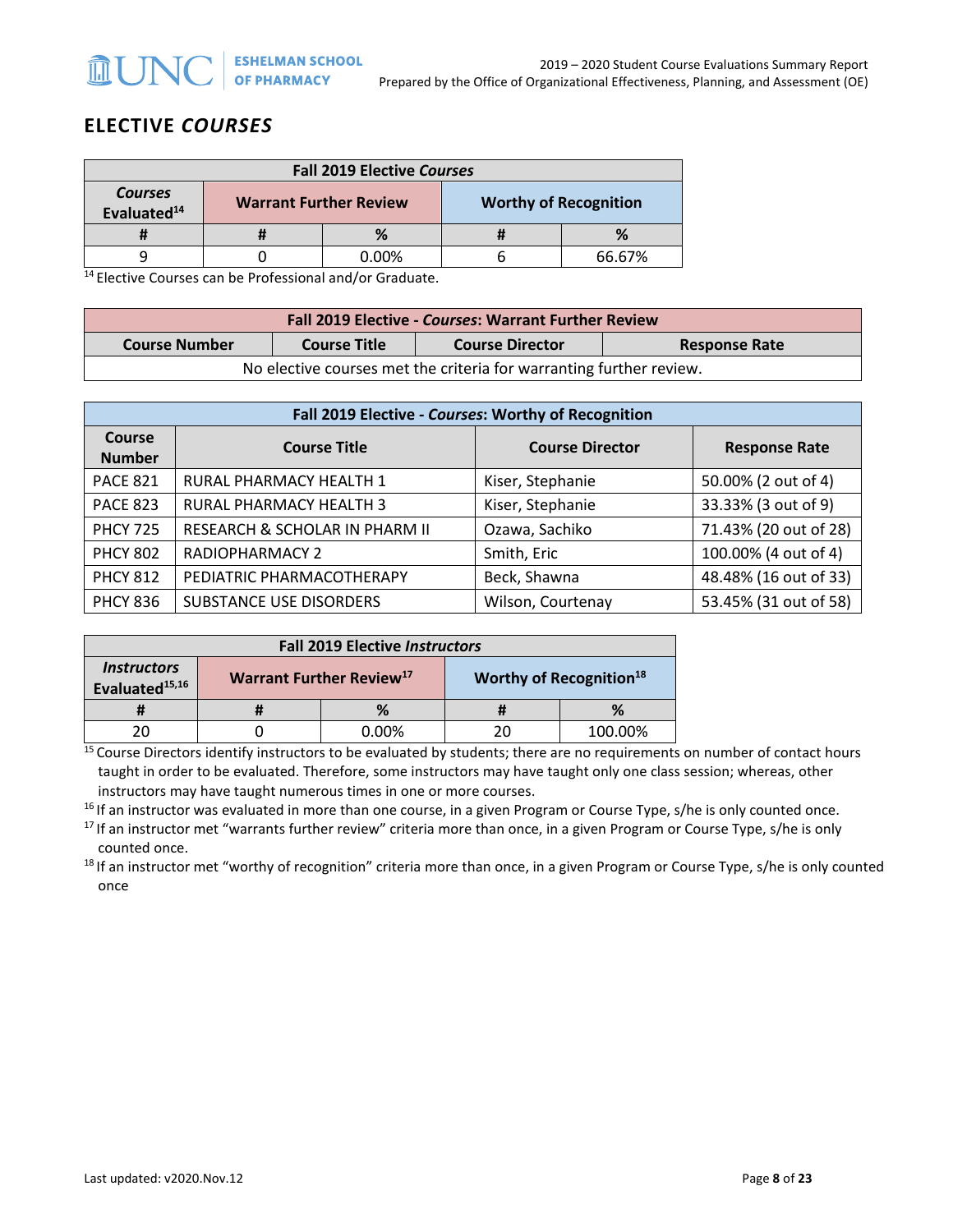## ELECTIVE *COURSES*

| Fall 2019 Elective *Courses* | | | | |
|---|---|---|---|---|
| *Courses* Evaluated[14] | Warrant Further Review | | Worthy of Recognition | |
| # | # | % | # | % |
| 9 | 0 | 0.00% | 6 | 66.67% |

[14] Elective Courses can be Professional and/or Graduate.

| Fall 2019 Elective - *Courses*: Warrant Further Review | | | |
|---|---|---|---|
| Course Number | Course Title | Course Director | Response Rate |
| No elective courses met the criteria for warranting further review. | | | |

| Fall 2019 Elective - *Courses*: Worthy of Recognition | | | |
|---|---|---|---|
| Course Number | Course Title | Course Director | Response Rate |
| PACE 821 | RURAL PHARMACY HEALTH 1 | Kiser, Stephanie | 50.00% (2 out of 4) |
| PACE 823 | RURAL PHARMACY HEALTH 3 | Kiser, Stephanie | 33.33% (3 out of 9) |
| PHCY 725 | RESEARCH & SCHOLAR IN PHARM II | Ozawa, Sachiko | 71.43% (20 out of 28) |
| PHCY 802 | RADIOPHARMACY 2 | Smith, Eric | 100.00% (4 out of 4) |
| PHCY 812 | PEDIATRIC PHARMACOTHERAPY | Beck, Shawna | 48.48% (16 out of 33) |
| PHCY 836 | SUBSTANCE USE DISORDERS | Wilson, Courtenay | 53.45% (31 out of 58) |

| Fall 2019 Elective *Instructors* | | | | |
|---|---|---|---|---|
| *Instructors* Evaluated[15,16] | Warrant Further Review[17] | | Worthy of Recognition[18] | |
| # | # | % | # | % |
| 20 | 0 | 0.00% | 20 | 100.00% |

[15] Course Directors identify instructors to be evaluated by students; there are no requirements on number of contact hours taught in order to be evaluated. Therefore, some instructors may have taught only one class session; whereas, other instructors may have taught numerous times in one or more courses.

[16] If an instructor was evaluated in more than one course, in a given Program or Course Type, s/he is only counted once.

[17] If an instructor met "warrants further review" criteria more than once, in a given Program or Course Type, s/he is only counted once.

[18] If an instructor met "worthy of recognition" criteria more than once, in a given Program or Course Type, s/he is only counted once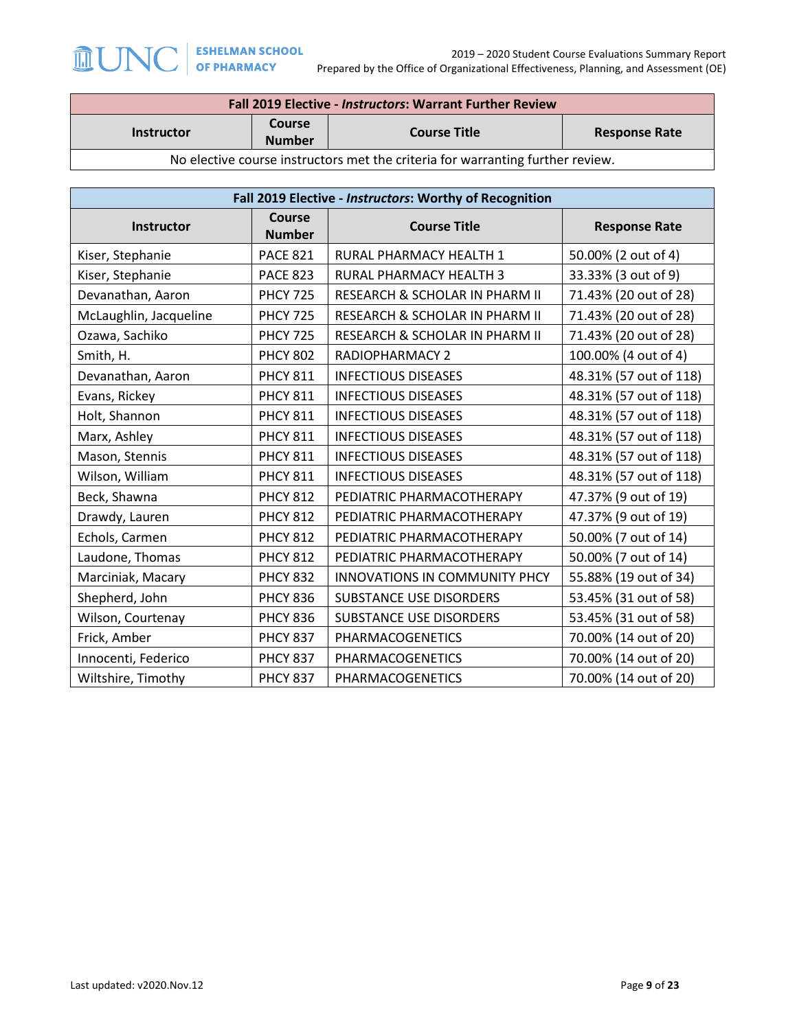| Fall 2019 Elective - *Instructors*: Warrant Further Review | | | |
|---|---|---|---|
| **Instructor** | **Course Number** | **Course Title** | **Response Rate** |
| No elective course instructors met the criteria for warranting further review. | | | |

| Fall 2019 Elective - *Instructors*: Worthy of Recognition | | | |
|---|---|---|---|
| **Instructor** | **Course Number** | **Course Title** | **Response Rate** |
| Kiser, Stephanie | PACE 821 | RURAL PHARMACY HEALTH 1 | 50.00% (2 out of 4) |
| Kiser, Stephanie | PACE 823 | RURAL PHARMACY HEALTH 3 | 33.33% (3 out of 9) |
| Devanathan, Aaron | PHCY 725 | RESEARCH & SCHOLAR IN PHARM II | 71.43% (20 out of 28) |
| McLaughlin, Jacqueline | PHCY 725 | RESEARCH & SCHOLAR IN PHARM II | 71.43% (20 out of 28) |
| Ozawa, Sachiko | PHCY 725 | RESEARCH & SCHOLAR IN PHARM II | 71.43% (20 out of 28) |
| Smith, H. | PHCY 802 | RADIOPHARMACY 2 | 100.00% (4 out of 4) |
| Devanathan, Aaron | PHCY 811 | INFECTIOUS DISEASES | 48.31% (57 out of 118) |
| Evans, Rickey | PHCY 811 | INFECTIOUS DISEASES | 48.31% (57 out of 118) |
| Holt, Shannon | PHCY 811 | INFECTIOUS DISEASES | 48.31% (57 out of 118) |
| Marx, Ashley | PHCY 811 | INFECTIOUS DISEASES | 48.31% (57 out of 118) |
| Mason, Stennis | PHCY 811 | INFECTIOUS DISEASES | 48.31% (57 out of 118) |
| Wilson, William | PHCY 811 | INFECTIOUS DISEASES | 48.31% (57 out of 118) |
| Beck, Shawna | PHCY 812 | PEDIATRIC PHARMACOTHERAPY | 47.37% (9 out of 19) |
| Drawdy, Lauren | PHCY 812 | PEDIATRIC PHARMACOTHERAPY | 47.37% (9 out of 19) |
| Echols, Carmen | PHCY 812 | PEDIATRIC PHARMACOTHERAPY | 50.00% (7 out of 14) |
| Laudone, Thomas | PHCY 812 | PEDIATRIC PHARMACOTHERAPY | 50.00% (7 out of 14) |
| Marciniak, Macary | PHCY 832 | INNOVATIONS IN COMMUNITY PHCY | 55.88% (19 out of 34) |
| Shepherd, John | PHCY 836 | SUBSTANCE USE DISORDERS | 53.45% (31 out of 58) |
| Wilson, Courtenay | PHCY 836 | SUBSTANCE USE DISORDERS | 53.45% (31 out of 58) |
| Frick, Amber | PHCY 837 | PHARMACOGENETICS | 70.00% (14 out of 20) |
| Innocenti, Federico | PHCY 837 | PHARMACOGENETICS | 70.00% (14 out of 20) |
| Wiltshire, Timothy | PHCY 837 | PHARMACOGENETICS | 70.00% (14 out of 20) |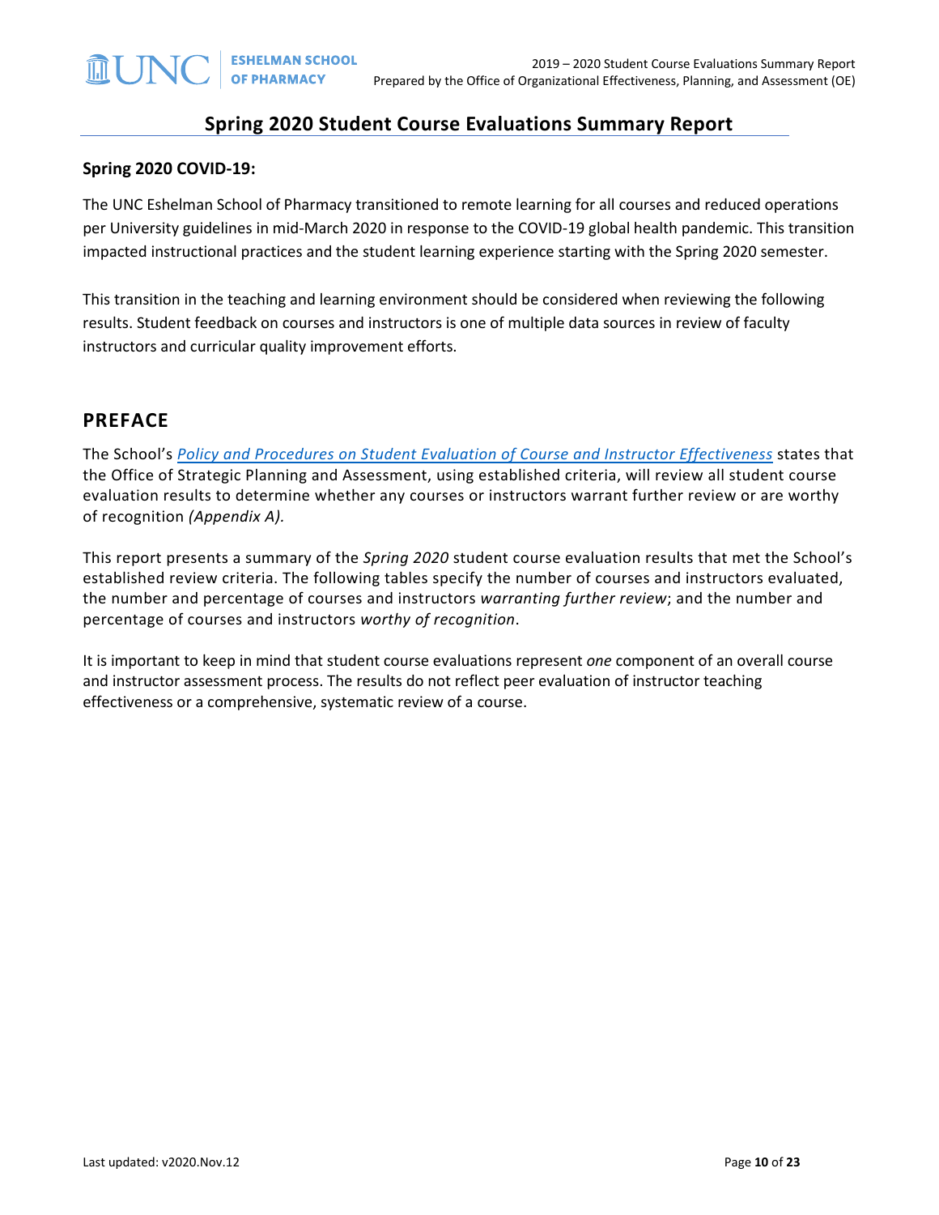# Spring 2020 Student Course Evaluations Summary Report

**Spring 2020 COVID-19:**

The UNC Eshelman School of Pharmacy transitioned to remote learning for all courses and reduced operations per University guidelines in mid-March 2020 in response to the COVID-19 global health pandemic. This transition impacted instructional practices and the student learning experience starting with the Spring 2020 semester.

This transition in the teaching and learning environment should be considered when reviewing the following results. Student feedback on courses and instructors is one of multiple data sources in review of faculty instructors and curricular quality improvement efforts.

## PREFACE

The School's *Policy and Procedures on Student Evaluation of Course and Instructor Effectiveness* states that the Office of Strategic Planning and Assessment, using established criteria, will review all student course evaluation results to determine whether any courses or instructors warrant further review or are worthy of recognition *(Appendix A).*

This report presents a summary of the *Spring 2020* student course evaluation results that met the School's established review criteria. The following tables specify the number of courses and instructors evaluated, the number and percentage of courses and instructors *warranting further review*; and the number and percentage of courses and instructors *worthy of recognition*.

It is important to keep in mind that student course evaluations represent *one* component of an overall course and instructor assessment process. The results do not reflect peer evaluation of instructor teaching effectiveness or a comprehensive, systematic review of a course.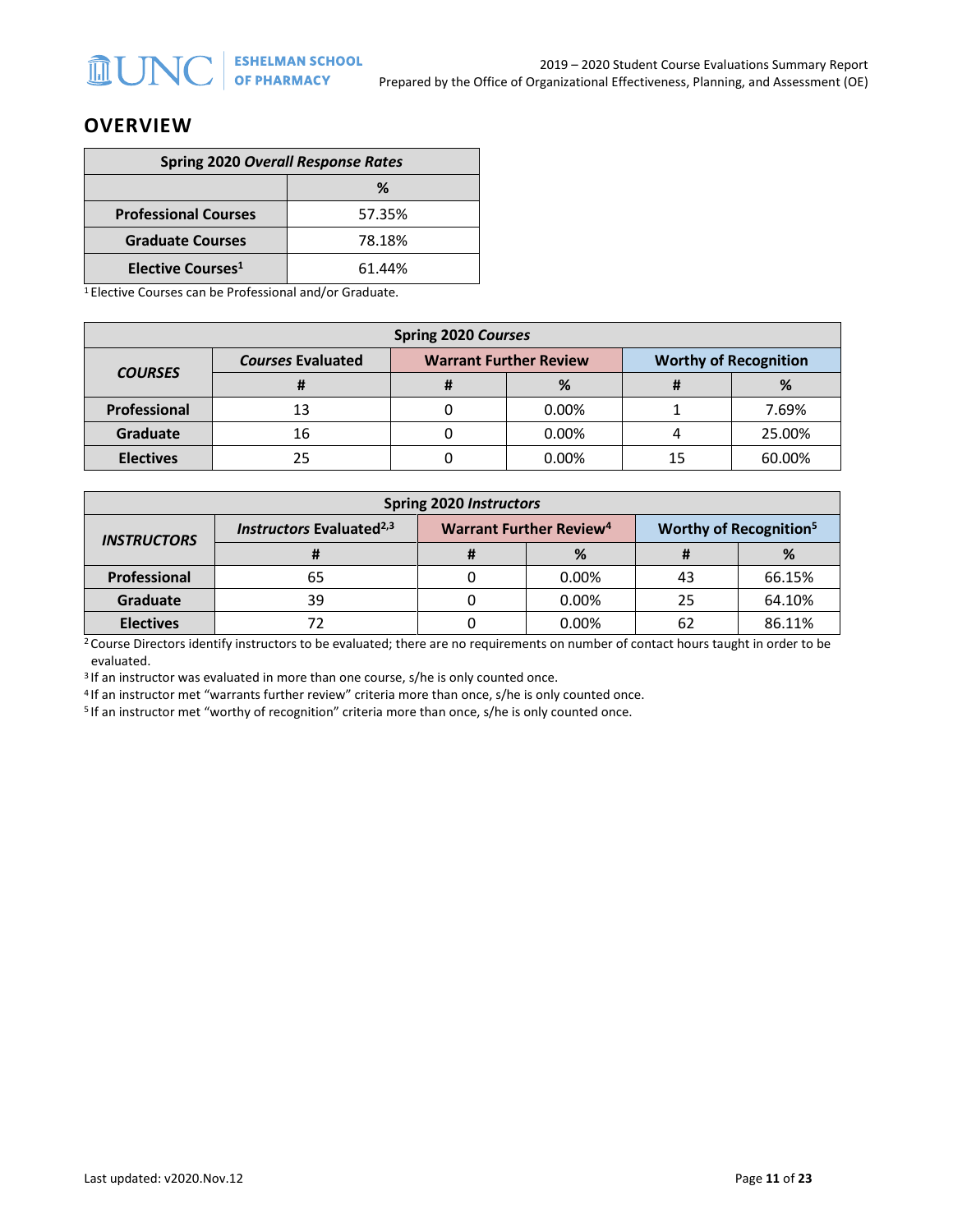## OVERVIEW

| Spring 2020 *Overall Response Rates* | |
|---|---|
| | % |
| **Professional Courses** | 57.35% |
| **Graduate Courses** | 78.18% |
| **Elective Courses[1]** | 61.44% |

[1] Elective Courses can be Professional and/or Graduate.

| Spring 2020 *Courses* | | | | | |
|---|---|---|---|---|---|
| ***COURSES*** | ***Courses* Evaluated** | **Warrant Further Review** | | **Worthy of Recognition** | |
| | **#** | **#** | **%** | **#** | **%** |
| **Professional** | 13 | 0 | 0.00% | 1 | 7.69% |
| **Graduate** | 16 | 0 | 0.00% | 4 | 25.00% |
| **Electives** | 25 | 0 | 0.00% | 15 | 60.00% |

| Spring 2020 *Instructors* | | | | | |
|---|---|---|---|---|---|
| ***INSTRUCTORS*** | ***Instructors* Evaluated[2,3]** | **Warrant Further Review[4]** | | **Worthy of Recognition[5]** | |
| | **#** | **#** | **%** | **#** | **%** |
| **Professional** | 65 | 0 | 0.00% | 43 | 66.15% |
| **Graduate** | 39 | 0 | 0.00% | 25 | 64.10% |
| **Electives** | 72 | 0 | 0.00% | 62 | 86.11% |

[2] Course Directors identify instructors to be evaluated; there are no requirements on number of contact hours taught in order to be evaluated.
[3] If an instructor was evaluated in more than one course, s/he is only counted once.
[4] If an instructor met "warrants further review" criteria more than once, s/he is only counted once.
[5] If an instructor met "worthy of recognition" criteria more than once, s/he is only counted once.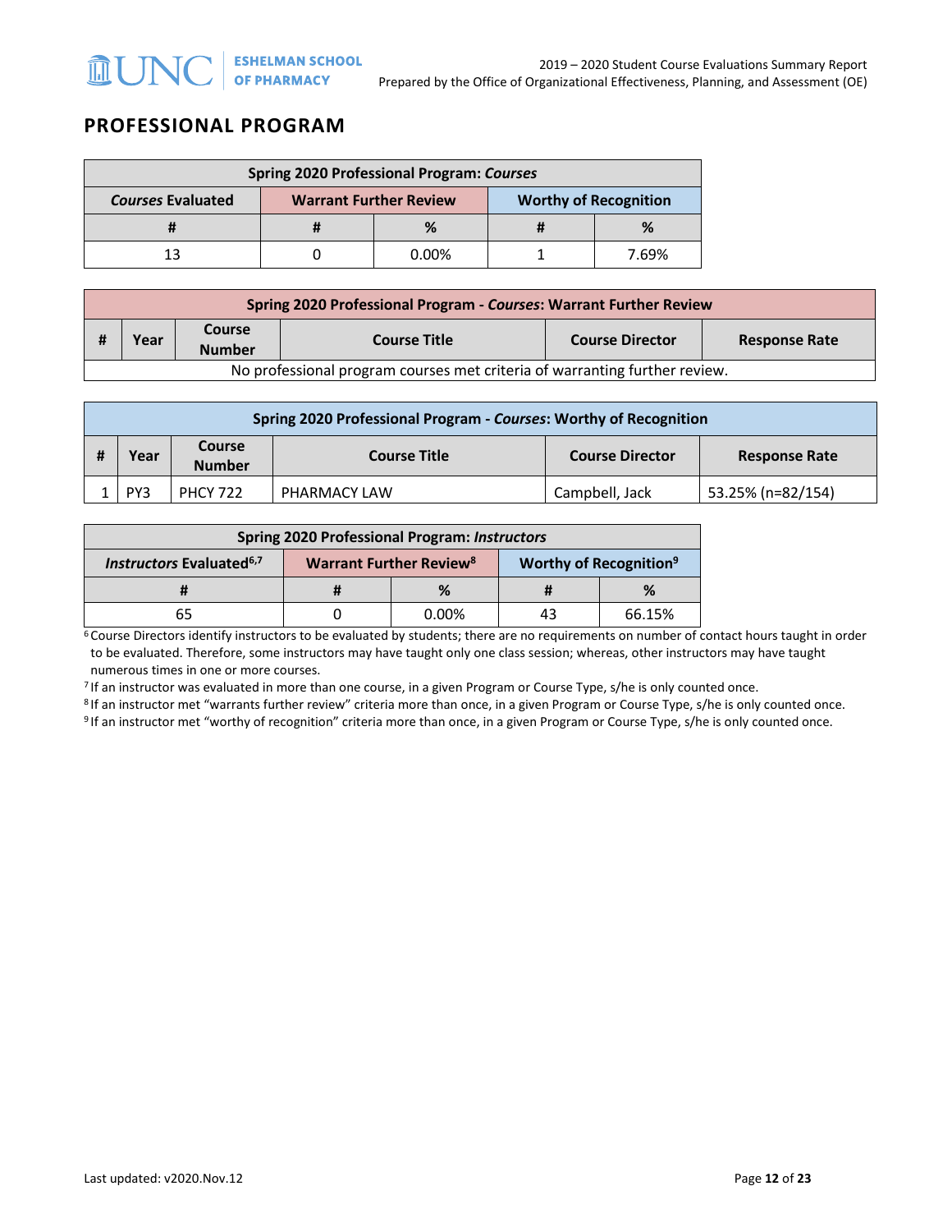## PROFESSIONAL PROGRAM

| Spring 2020 Professional Program: *Courses* | | | | |
|---|---|---|---|---|
| *Courses* Evaluated | Warrant Further Review | | Worthy of Recognition | |
| # | # | % | # | % |
| 13 | 0 | 0.00% | 1 | 7.69% |

| Spring 2020 Professional Program - *Courses*: Warrant Further Review | | | | | |
|---|---|---|---|---|---|
| # | Year | Course Number | Course Title | Course Director | Response Rate |
| No professional program courses met criteria of warranting further review. | | | | | |

| Spring 2020 Professional Program - *Courses*: Worthy of Recognition | | | | | |
|---|---|---|---|---|---|
| # | Year | Course Number | Course Title | Course Director | Response Rate |
| 1 | PY3 | PHCY 722 | PHARMACY LAW | Campbell, Jack | 53.25% (n=82/154) |

| Spring 2020 Professional Program: *Instructors* | | | | |
|---|---|---|---|---|
| *Instructors* Evaluated[6,7] | Warrant Further Review[8] | | Worthy of Recognition[9] | |
| # | # | % | # | % |
| 65 | 0 | 0.00% | 43 | 66.15% |

[6] Course Directors identify instructors to be evaluated by students; there are no requirements on number of contact hours taught in order to be evaluated. Therefore, some instructors may have taught only one class session; whereas, other instructors may have taught numerous times in one or more courses.

[7] If an instructor was evaluated in more than one course, in a given Program or Course Type, s/he is only counted once.

[8] If an instructor met "warrants further review" criteria more than once, in a given Program or Course Type, s/he is only counted once.

[9] If an instructor met "worthy of recognition" criteria more than once, in a given Program or Course Type, s/he is only counted once.

Last updated: v2020.Nov.12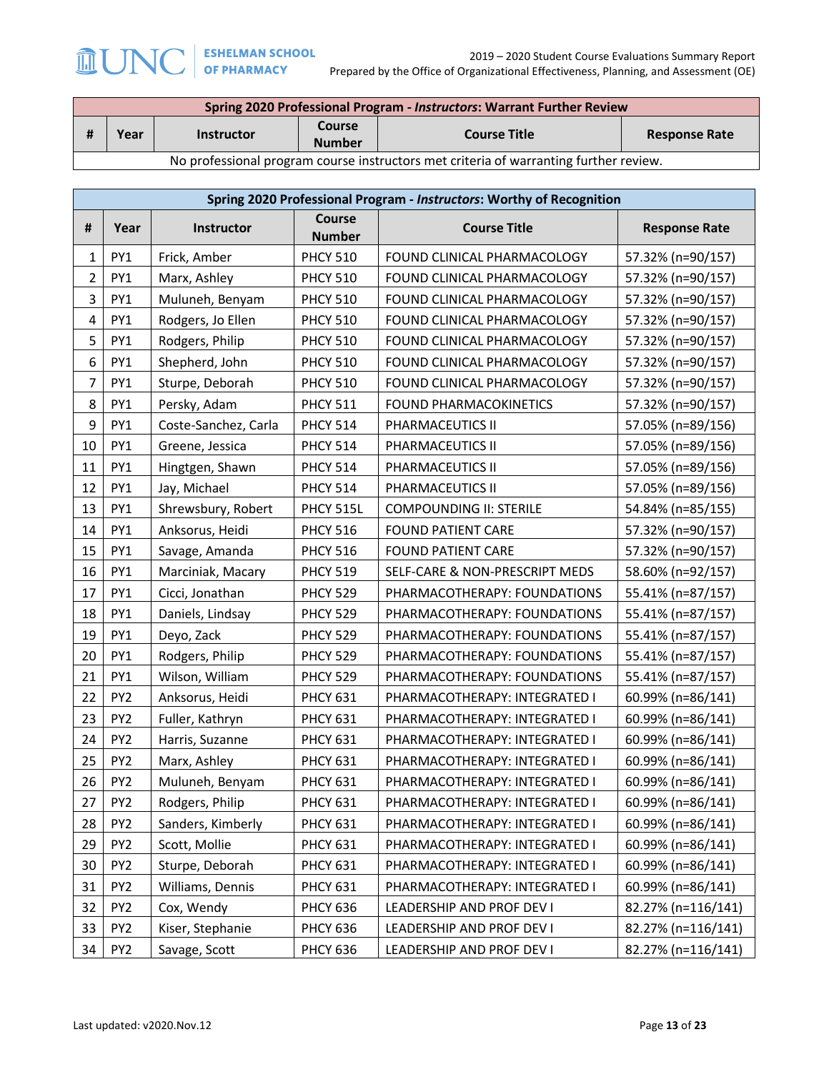| Spring 2020 Professional Program - *Instructors*: Warrant Further Review | | | | | |
|---|---|---|---|---|---|
| # | Year | Instructor | Course Number | Course Title | Response Rate |
| No professional program course instructors met criteria of warranting further review. | | | | | |

| Spring 2020 Professional Program - *Instructors*: Worthy of Recognition | | | | | |
|---|---|---|---|---|---|
| # | Year | Instructor | Course Number | Course Title | Response Rate |
| 1 | PY1 | Frick, Amber | PHCY 510 | FOUND CLINICAL PHARMACOLOGY | 57.32% (n=90/157) |
| 2 | PY1 | Marx, Ashley | PHCY 510 | FOUND CLINICAL PHARMACOLOGY | 57.32% (n=90/157) |
| 3 | PY1 | Muluneh, Benyam | PHCY 510 | FOUND CLINICAL PHARMACOLOGY | 57.32% (n=90/157) |
| 4 | PY1 | Rodgers, Jo Ellen | PHCY 510 | FOUND CLINICAL PHARMACOLOGY | 57.32% (n=90/157) |
| 5 | PY1 | Rodgers, Philip | PHCY 510 | FOUND CLINICAL PHARMACOLOGY | 57.32% (n=90/157) |
| 6 | PY1 | Shepherd, John | PHCY 510 | FOUND CLINICAL PHARMACOLOGY | 57.32% (n=90/157) |
| 7 | PY1 | Sturpe, Deborah | PHCY 510 | FOUND CLINICAL PHARMACOLOGY | 57.32% (n=90/157) |
| 8 | PY1 | Persky, Adam | PHCY 511 | FOUND PHARMACOKINETICS | 57.32% (n=90/157) |
| 9 | PY1 | Coste-Sanchez, Carla | PHCY 514 | PHARMACEUTICS II | 57.05% (n=89/156) |
| 10 | PY1 | Greene, Jessica | PHCY 514 | PHARMACEUTICS II | 57.05% (n=89/156) |
| 11 | PY1 | Hingtgen, Shawn | PHCY 514 | PHARMACEUTICS II | 57.05% (n=89/156) |
| 12 | PY1 | Jay, Michael | PHCY 514 | PHARMACEUTICS II | 57.05% (n=89/156) |
| 13 | PY1 | Shrewsbury, Robert | PHCY 515L | COMPOUNDING II: STERILE | 54.84% (n=85/155) |
| 14 | PY1 | Anksorus, Heidi | PHCY 516 | FOUND PATIENT CARE | 57.32% (n=90/157) |
| 15 | PY1 | Savage, Amanda | PHCY 516 | FOUND PATIENT CARE | 57.32% (n=90/157) |
| 16 | PY1 | Marciniak, Macary | PHCY 519 | SELF-CARE & NON-PRESCRIPT MEDS | 58.60% (n=92/157) |
| 17 | PY1 | Cicci, Jonathan | PHCY 529 | PHARMACOTHERAPY: FOUNDATIONS | 55.41% (n=87/157) |
| 18 | PY1 | Daniels, Lindsay | PHCY 529 | PHARMACOTHERAPY: FOUNDATIONS | 55.41% (n=87/157) |
| 19 | PY1 | Deyo, Zack | PHCY 529 | PHARMACOTHERAPY: FOUNDATIONS | 55.41% (n=87/157) |
| 20 | PY1 | Rodgers, Philip | PHCY 529 | PHARMACOTHERAPY: FOUNDATIONS | 55.41% (n=87/157) |
| 21 | PY1 | Wilson, William | PHCY 529 | PHARMACOTHERAPY: FOUNDATIONS | 55.41% (n=87/157) |
| 22 | PY2 | Anksorus, Heidi | PHCY 631 | PHARMACOTHERAPY: INTEGRATED I | 60.99% (n=86/141) |
| 23 | PY2 | Fuller, Kathryn | PHCY 631 | PHARMACOTHERAPY: INTEGRATED I | 60.99% (n=86/141) |
| 24 | PY2 | Harris, Suzanne | PHCY 631 | PHARMACOTHERAPY: INTEGRATED I | 60.99% (n=86/141) |
| 25 | PY2 | Marx, Ashley | PHCY 631 | PHARMACOTHERAPY: INTEGRATED I | 60.99% (n=86/141) |
| 26 | PY2 | Muluneh, Benyam | PHCY 631 | PHARMACOTHERAPY: INTEGRATED I | 60.99% (n=86/141) |
| 27 | PY2 | Rodgers, Philip | PHCY 631 | PHARMACOTHERAPY: INTEGRATED I | 60.99% (n=86/141) |
| 28 | PY2 | Sanders, Kimberly | PHCY 631 | PHARMACOTHERAPY: INTEGRATED I | 60.99% (n=86/141) |
| 29 | PY2 | Scott, Mollie | PHCY 631 | PHARMACOTHERAPY: INTEGRATED I | 60.99% (n=86/141) |
| 30 | PY2 | Sturpe, Deborah | PHCY 631 | PHARMACOTHERAPY: INTEGRATED I | 60.99% (n=86/141) |
| 31 | PY2 | Williams, Dennis | PHCY 631 | PHARMACOTHERAPY: INTEGRATED I | 60.99% (n=86/141) |
| 32 | PY2 | Cox, Wendy | PHCY 636 | LEADERSHIP AND PROF DEV I | 82.27% (n=116/141) |
| 33 | PY2 | Kiser, Stephanie | PHCY 636 | LEADERSHIP AND PROF DEV I | 82.27% (n=116/141) |
| 34 | PY2 | Savage, Scott | PHCY 636 | LEADERSHIP AND PROF DEV I | 82.27% (n=116/141) |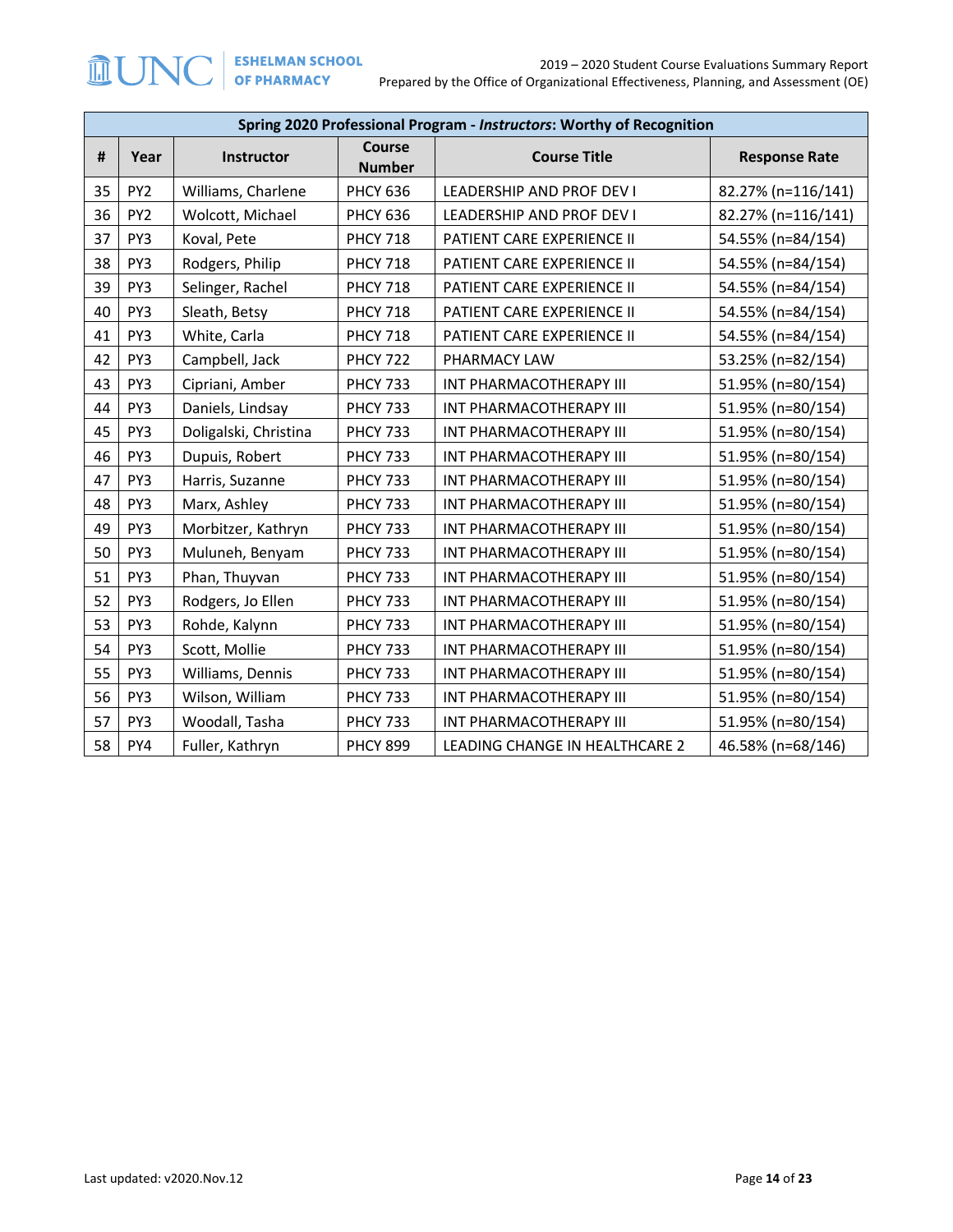| Spring 2020 Professional Program - *Instructors*: Worthy of Recognition | | | | | |
|---|---|---|---|---|---|
| # | Year | Instructor | Course Number | Course Title | Response Rate |
| 35 | PY2 | Williams, Charlene | PHCY 636 | LEADERSHIP AND PROF DEV I | 82.27% (n=116/141) |
| 36 | PY2 | Wolcott, Michael | PHCY 636 | LEADERSHIP AND PROF DEV I | 82.27% (n=116/141) |
| 37 | PY3 | Koval, Pete | PHCY 718 | PATIENT CARE EXPERIENCE II | 54.55% (n=84/154) |
| 38 | PY3 | Rodgers, Philip | PHCY 718 | PATIENT CARE EXPERIENCE II | 54.55% (n=84/154) |
| 39 | PY3 | Selinger, Rachel | PHCY 718 | PATIENT CARE EXPERIENCE II | 54.55% (n=84/154) |
| 40 | PY3 | Sleath, Betsy | PHCY 718 | PATIENT CARE EXPERIENCE II | 54.55% (n=84/154) |
| 41 | PY3 | White, Carla | PHCY 718 | PATIENT CARE EXPERIENCE II | 54.55% (n=84/154) |
| 42 | PY3 | Campbell, Jack | PHCY 722 | PHARMACY LAW | 53.25% (n=82/154) |
| 43 | PY3 | Cipriani, Amber | PHCY 733 | INT PHARMACOTHERAPY III | 51.95% (n=80/154) |
| 44 | PY3 | Daniels, Lindsay | PHCY 733 | INT PHARMACOTHERAPY III | 51.95% (n=80/154) |
| 45 | PY3 | Doligalski, Christina | PHCY 733 | INT PHARMACOTHERAPY III | 51.95% (n=80/154) |
| 46 | PY3 | Dupuis, Robert | PHCY 733 | INT PHARMACOTHERAPY III | 51.95% (n=80/154) |
| 47 | PY3 | Harris, Suzanne | PHCY 733 | INT PHARMACOTHERAPY III | 51.95% (n=80/154) |
| 48 | PY3 | Marx, Ashley | PHCY 733 | INT PHARMACOTHERAPY III | 51.95% (n=80/154) |
| 49 | PY3 | Morbitzer, Kathryn | PHCY 733 | INT PHARMACOTHERAPY III | 51.95% (n=80/154) |
| 50 | PY3 | Muluneh, Benyam | PHCY 733 | INT PHARMACOTHERAPY III | 51.95% (n=80/154) |
| 51 | PY3 | Phan, Thuyvan | PHCY 733 | INT PHARMACOTHERAPY III | 51.95% (n=80/154) |
| 52 | PY3 | Rodgers, Jo Ellen | PHCY 733 | INT PHARMACOTHERAPY III | 51.95% (n=80/154) |
| 53 | PY3 | Rohde, Kalynn | PHCY 733 | INT PHARMACOTHERAPY III | 51.95% (n=80/154) |
| 54 | PY3 | Scott, Mollie | PHCY 733 | INT PHARMACOTHERAPY III | 51.95% (n=80/154) |
| 55 | PY3 | Williams, Dennis | PHCY 733 | INT PHARMACOTHERAPY III | 51.95% (n=80/154) |
| 56 | PY3 | Wilson, William | PHCY 733 | INT PHARMACOTHERAPY III | 51.95% (n=80/154) |
| 57 | PY3 | Woodall, Tasha | PHCY 733 | INT PHARMACOTHERAPY III | 51.95% (n=80/154) |
| 58 | PY4 | Fuller, Kathryn | PHCY 899 | LEADING CHANGE IN HEALTHCARE 2 | 46.58% (n=68/146) |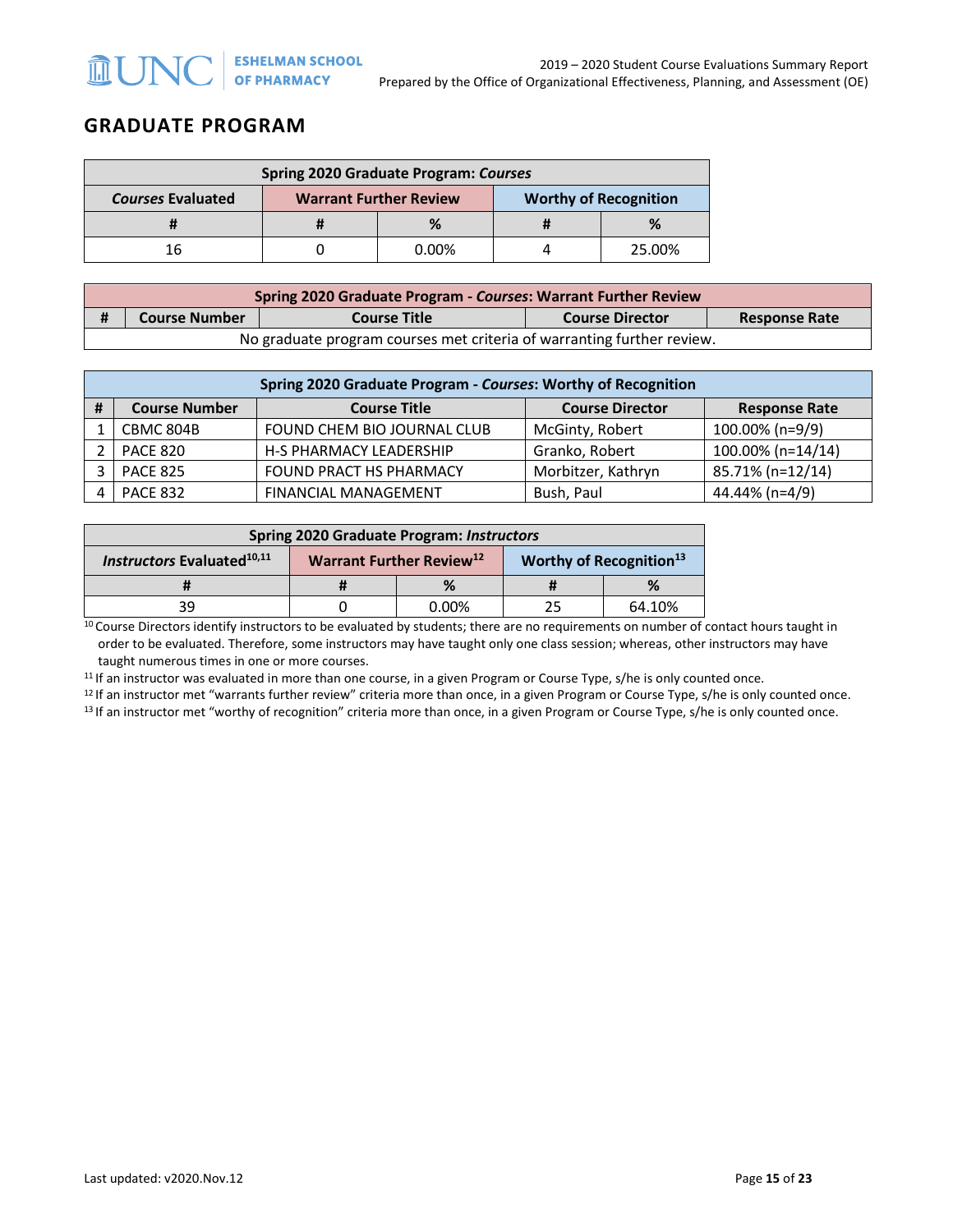## GRADUATE PROGRAM

| Spring 2020 Graduate Program: *Courses* | | | | |
|---|---|---|---|---|
| *Courses* Evaluated | Warrant Further Review | | Worthy of Recognition | |
| # | # | % | # | % |
| 16 | 0 | 0.00% | 4 | 25.00% |

| Spring 2020 Graduate Program - *Courses*: Warrant Further Review | | | | |
|---|---|---|---|---|
| # | Course Number | Course Title | Course Director | Response Rate |
| No graduate program courses met criteria of warranting further review. | | | | |

| Spring 2020 Graduate Program - *Courses*: Worthy of Recognition | | | | |
|---|---|---|---|---|
| # | Course Number | Course Title | Course Director | Response Rate |
| 1 | CBMC 804B | FOUND CHEM BIO JOURNAL CLUB | McGinty, Robert | 100.00% (n=9/9) |
| 2 | PACE 820 | H-S PHARMACY LEADERSHIP | Granko, Robert | 100.00% (n=14/14) |
| 3 | PACE 825 | FOUND PRACT HS PHARMACY | Morbitzer, Kathryn | 85.71% (n=12/14) |
| 4 | PACE 832 | FINANCIAL MANAGEMENT | Bush, Paul | 44.44% (n=4/9) |

| Spring 2020 Graduate Program: *Instructors* | | | | |
|---|---|---|---|---|
| *Instructors* Evaluated[10,11] | Warrant Further Review[12] | | Worthy of Recognition[13] | |
| # | # | % | # | % |
| 39 | 0 | 0.00% | 25 | 64.10% |

[10] Course Directors identify instructors to be evaluated by students; there are no requirements on number of contact hours taught in order to be evaluated. Therefore, some instructors may have taught only one class session; whereas, other instructors may have taught numerous times in one or more courses.

[11] If an instructor was evaluated in more than one course, in a given Program or Course Type, s/he is only counted once.

[12] If an instructor met "warrants further review" criteria more than once, in a given Program or Course Type, s/he is only counted once.

[13] If an instructor met "worthy of recognition" criteria more than once, in a given Program or Course Type, s/he is only counted once.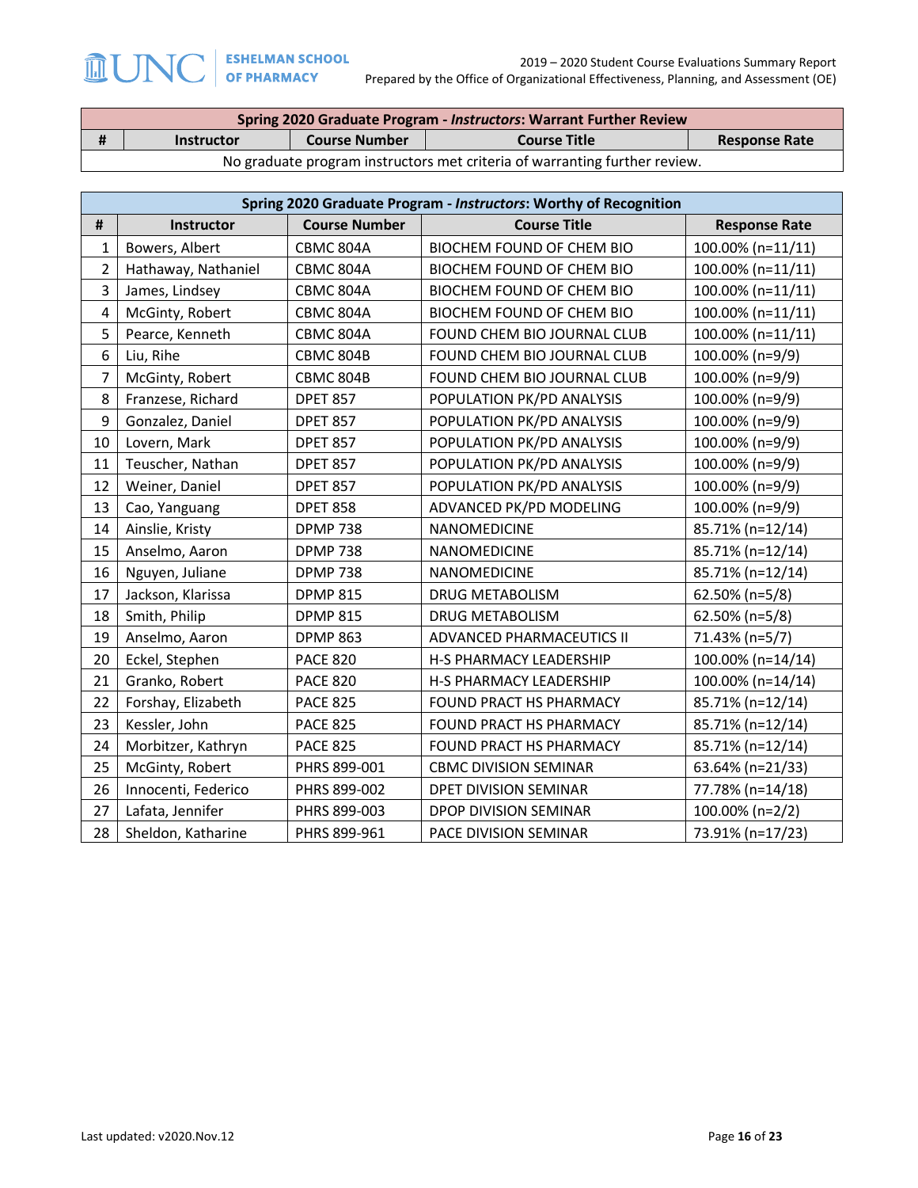| Spring 2020 Graduate Program - *Instructors*: Warrant Further Review | | | | |
|---|---|---|---|---|
| # | Instructor | Course Number | Course Title | Response Rate |
| No graduate program instructors met criteria of warranting further review. | | | | |

| Spring 2020 Graduate Program - *Instructors*: Worthy of Recognition | | | | |
|---|---|---|---|---|
| # | Instructor | Course Number | Course Title | Response Rate |
| 1 | Bowers, Albert | CBMC 804A | BIOCHEM FOUND OF CHEM BIO | 100.00% (n=11/11) |
| 2 | Hathaway, Nathaniel | CBMC 804A | BIOCHEM FOUND OF CHEM BIO | 100.00% (n=11/11) |
| 3 | James, Lindsey | CBMC 804A | BIOCHEM FOUND OF CHEM BIO | 100.00% (n=11/11) |
| 4 | McGinty, Robert | CBMC 804A | BIOCHEM FOUND OF CHEM BIO | 100.00% (n=11/11) |
| 5 | Pearce, Kenneth | CBMC 804A | FOUND CHEM BIO JOURNAL CLUB | 100.00% (n=11/11) |
| 6 | Liu, Rihe | CBMC 804B | FOUND CHEM BIO JOURNAL CLUB | 100.00% (n=9/9) |
| 7 | McGinty, Robert | CBMC 804B | FOUND CHEM BIO JOURNAL CLUB | 100.00% (n=9/9) |
| 8 | Franzese, Richard | DPET 857 | POPULATION PK/PD ANALYSIS | 100.00% (n=9/9) |
| 9 | Gonzalez, Daniel | DPET 857 | POPULATION PK/PD ANALYSIS | 100.00% (n=9/9) |
| 10 | Lovern, Mark | DPET 857 | POPULATION PK/PD ANALYSIS | 100.00% (n=9/9) |
| 11 | Teuscher, Nathan | DPET 857 | POPULATION PK/PD ANALYSIS | 100.00% (n=9/9) |
| 12 | Weiner, Daniel | DPET 857 | POPULATION PK/PD ANALYSIS | 100.00% (n=9/9) |
| 13 | Cao, Yanguang | DPET 858 | ADVANCED PK/PD MODELING | 100.00% (n=9/9) |
| 14 | Ainslie, Kristy | DPMP 738 | NANOMEDICINE | 85.71% (n=12/14) |
| 15 | Anselmo, Aaron | DPMP 738 | NANOMEDICINE | 85.71% (n=12/14) |
| 16 | Nguyen, Juliane | DPMP 738 | NANOMEDICINE | 85.71% (n=12/14) |
| 17 | Jackson, Klarissa | DPMP 815 | DRUG METABOLISM | 62.50% (n=5/8) |
| 18 | Smith, Philip | DPMP 815 | DRUG METABOLISM | 62.50% (n=5/8) |
| 19 | Anselmo, Aaron | DPMP 863 | ADVANCED PHARMACEUTICS II | 71.43% (n=5/7) |
| 20 | Eckel, Stephen | PACE 820 | H-S PHARMACY LEADERSHIP | 100.00% (n=14/14) |
| 21 | Granko, Robert | PACE 820 | H-S PHARMACY LEADERSHIP | 100.00% (n=14/14) |
| 22 | Forshay, Elizabeth | PACE 825 | FOUND PRACT HS PHARMACY | 85.71% (n=12/14) |
| 23 | Kessler, John | PACE 825 | FOUND PRACT HS PHARMACY | 85.71% (n=12/14) |
| 24 | Morbitzer, Kathryn | PACE 825 | FOUND PRACT HS PHARMACY | 85.71% (n=12/14) |
| 25 | McGinty, Robert | PHRS 899-001 | CBMC DIVISION SEMINAR | 63.64% (n=21/33) |
| 26 | Innocenti, Federico | PHRS 899-002 | DPET DIVISION SEMINAR | 77.78% (n=14/18) |
| 27 | Lafata, Jennifer | PHRS 899-003 | DPOP DIVISION SEMINAR | 100.00% (n=2/2) |
| 28 | Sheldon, Katharine | PHRS 899-961 | PACE DIVISION SEMINAR | 73.91% (n=17/23) |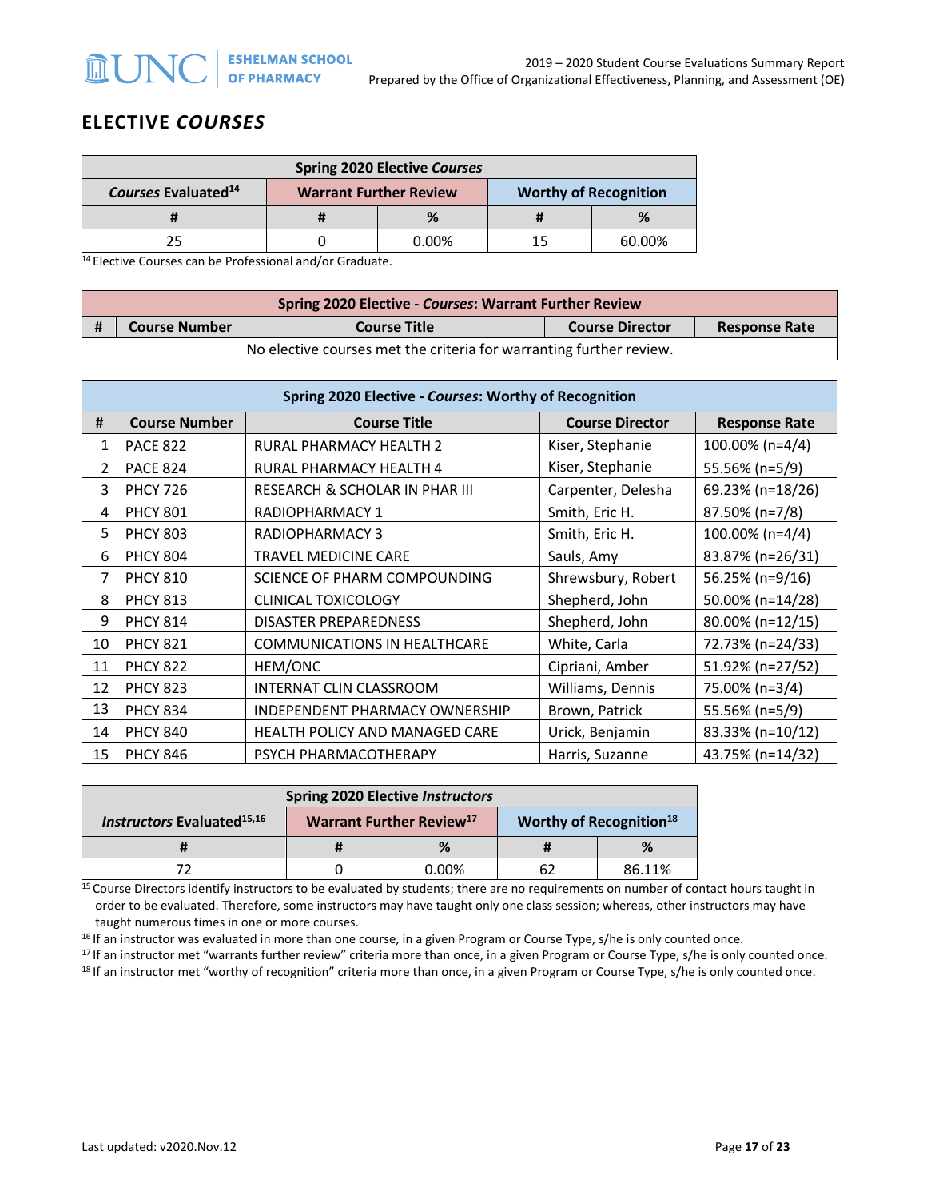## ELECTIVE *COURSES*

| Spring 2020 Elective *Courses* | | | | |
|---|---|---|---|---|
| *Courses* Evaluated[14] | Warrant Further Review | | Worthy of Recognition | |
| # | # | % | # | % |
| 25 | 0 | 0.00% | 15 | 60.00% |

[14] Elective Courses can be Professional and/or Graduate.

| Spring 2020 Elective - *Courses*: Warrant Further Review | | | | |
|---|---|---|---|---|
| # | Course Number | Course Title | Course Director | Response Rate |
| No elective courses met the criteria for warranting further review. | | | | |

| Spring 2020 Elective - *Courses*: Worthy of Recognition | | | | |
|---|---|---|---|---|
| # | Course Number | Course Title | Course Director | Response Rate |
| 1 | PACE 822 | RURAL PHARMACY HEALTH 2 | Kiser, Stephanie | 100.00% (n=4/4) |
| 2 | PACE 824 | RURAL PHARMACY HEALTH 4 | Kiser, Stephanie | 55.56% (n=5/9) |
| 3 | PHCY 726 | RESEARCH & SCHOLAR IN PHAR III | Carpenter, Delesha | 69.23% (n=18/26) |
| 4 | PHCY 801 | RADIOPHARMACY 1 | Smith, Eric H. | 87.50% (n=7/8) |
| 5 | PHCY 803 | RADIOPHARMACY 3 | Smith, Eric H. | 100.00% (n=4/4) |
| 6 | PHCY 804 | TRAVEL MEDICINE CARE | Sauls, Amy | 83.87% (n=26/31) |
| 7 | PHCY 810 | SCIENCE OF PHARM COMPOUNDING | Shrewsbury, Robert | 56.25% (n=9/16) |
| 8 | PHCY 813 | CLINICAL TOXICOLOGY | Shepherd, John | 50.00% (n=14/28) |
| 9 | PHCY 814 | DISASTER PREPAREDNESS | Shepherd, John | 80.00% (n=12/15) |
| 10 | PHCY 821 | COMMUNICATIONS IN HEALTHCARE | White, Carla | 72.73% (n=24/33) |
| 11 | PHCY 822 | HEM/ONC | Cipriani, Amber | 51.92% (n=27/52) |
| 12 | PHCY 823 | INTERNAT CLIN CLASSROOM | Williams, Dennis | 75.00% (n=3/4) |
| 13 | PHCY 834 | INDEPENDENT PHARMACY OWNERSHIP | Brown, Patrick | 55.56% (n=5/9) |
| 14 | PHCY 840 | HEALTH POLICY AND MANAGED CARE | Urick, Benjamin | 83.33% (n=10/12) |
| 15 | PHCY 846 | PSYCH PHARMACOTHERAPY | Harris, Suzanne | 43.75% (n=14/32) |

| Spring 2020 Elective *Instructors* | | | | |
|---|---|---|---|---|
| *Instructors* Evaluated[15,16] | Warrant Further Review[17] | | Worthy of Recognition[18] | |
| # | # | % | # | % |
| 72 | 0 | 0.00% | 62 | 86.11% |

[15] Course Directors identify instructors to be evaluated by students; there are no requirements on number of contact hours taught in order to be evaluated. Therefore, some instructors may have taught only one class session; whereas, other instructors may have taught numerous times in one or more courses.

[16] If an instructor was evaluated in more than one course, in a given Program or Course Type, s/he is only counted once.

[17] If an instructor met "warrants further review" criteria more than once, in a given Program or Course Type, s/he is only counted once.

[18] If an instructor met "worthy of recognition" criteria more than once, in a given Program or Course Type, s/he is only counted once.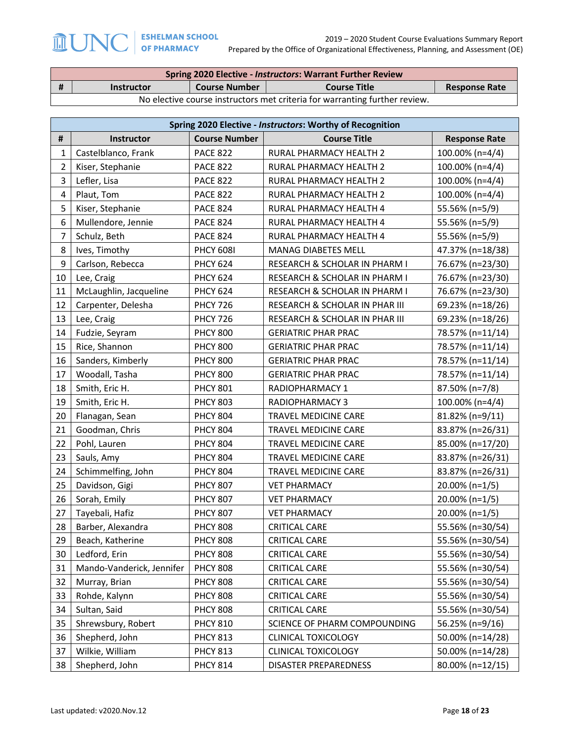| Spring 2020 Elective - *Instructors*: Warrant Further Review | | | | |
|---|---|---|---|---|
| # | Instructor | Course Number | Course Title | Response Rate |
| No elective course instructors met criteria for warranting further review. | | | | |

| Spring 2020 Elective - *Instructors*: Worthy of Recognition | | | | |
|---|---|---|---|---|
| # | Instructor | Course Number | Course Title | Response Rate |
| 1 | Castelblanco, Frank | PACE 822 | RURAL PHARMACY HEALTH 2 | 100.00% (n=4/4) |
| 2 | Kiser, Stephanie | PACE 822 | RURAL PHARMACY HEALTH 2 | 100.00% (n=4/4) |
| 3 | Lefler, Lisa | PACE 822 | RURAL PHARMACY HEALTH 2 | 100.00% (n=4/4) |
| 4 | Plaut, Tom | PACE 822 | RURAL PHARMACY HEALTH 2 | 100.00% (n=4/4) |
| 5 | Kiser, Stephanie | PACE 824 | RURAL PHARMACY HEALTH 4 | 55.56% (n=5/9) |
| 6 | Mullendore, Jennie | PACE 824 | RURAL PHARMACY HEALTH 4 | 55.56% (n=5/9) |
| 7 | Schulz, Beth | PACE 824 | RURAL PHARMACY HEALTH 4 | 55.56% (n=5/9) |
| 8 | Ives, Timothy | PHCY 608I | MANAG DIABETES MELL | 47.37% (n=18/38) |
| 9 | Carlson, Rebecca | PHCY 624 | RESEARCH & SCHOLAR IN PHARM I | 76.67% (n=23/30) |
| 10 | Lee, Craig | PHCY 624 | RESEARCH & SCHOLAR IN PHARM I | 76.67% (n=23/30) |
| 11 | McLaughlin, Jacqueline | PHCY 624 | RESEARCH & SCHOLAR IN PHARM I | 76.67% (n=23/30) |
| 12 | Carpenter, Delesha | PHCY 726 | RESEARCH & SCHOLAR IN PHAR III | 69.23% (n=18/26) |
| 13 | Lee, Craig | PHCY 726 | RESEARCH & SCHOLAR IN PHAR III | 69.23% (n=18/26) |
| 14 | Fudzie, Seyram | PHCY 800 | GERIATRIC PHAR PRAC | 78.57% (n=11/14) |
| 15 | Rice, Shannon | PHCY 800 | GERIATRIC PHAR PRAC | 78.57% (n=11/14) |
| 16 | Sanders, Kimberly | PHCY 800 | GERIATRIC PHAR PRAC | 78.57% (n=11/14) |
| 17 | Woodall, Tasha | PHCY 800 | GERIATRIC PHAR PRAC | 78.57% (n=11/14) |
| 18 | Smith, Eric H. | PHCY 801 | RADIOPHARMACY 1 | 87.50% (n=7/8) |
| 19 | Smith, Eric H. | PHCY 803 | RADIOPHARMACY 3 | 100.00% (n=4/4) |
| 20 | Flanagan, Sean | PHCY 804 | TRAVEL MEDICINE CARE | 81.82% (n=9/11) |
| 21 | Goodman, Chris | PHCY 804 | TRAVEL MEDICINE CARE | 83.87% (n=26/31) |
| 22 | Pohl, Lauren | PHCY 804 | TRAVEL MEDICINE CARE | 85.00% (n=17/20) |
| 23 | Sauls, Amy | PHCY 804 | TRAVEL MEDICINE CARE | 83.87% (n=26/31) |
| 24 | Schimmelfing, John | PHCY 804 | TRAVEL MEDICINE CARE | 83.87% (n=26/31) |
| 25 | Davidson, Gigi | PHCY 807 | VET PHARMACY | 20.00% (n=1/5) |
| 26 | Sorah, Emily | PHCY 807 | VET PHARMACY | 20.00% (n=1/5) |
| 27 | Tayebali, Hafiz | PHCY 807 | VET PHARMACY | 20.00% (n=1/5) |
| 28 | Barber, Alexandra | PHCY 808 | CRITICAL CARE | 55.56% (n=30/54) |
| 29 | Beach, Katherine | PHCY 808 | CRITICAL CARE | 55.56% (n=30/54) |
| 30 | Ledford, Erin | PHCY 808 | CRITICAL CARE | 55.56% (n=30/54) |
| 31 | Mando-Vanderick, Jennifer | PHCY 808 | CRITICAL CARE | 55.56% (n=30/54) |
| 32 | Murray, Brian | PHCY 808 | CRITICAL CARE | 55.56% (n=30/54) |
| 33 | Rohde, Kalynn | PHCY 808 | CRITICAL CARE | 55.56% (n=30/54) |
| 34 | Sultan, Said | PHCY 808 | CRITICAL CARE | 55.56% (n=30/54) |
| 35 | Shrewsbury, Robert | PHCY 810 | SCIENCE OF PHARM COMPOUNDING | 56.25% (n=9/16) |
| 36 | Shepherd, John | PHCY 813 | CLINICAL TOXICOLOGY | 50.00% (n=14/28) |
| 37 | Wilkie, William | PHCY 813 | CLINICAL TOXICOLOGY | 50.00% (n=14/28) |
| 38 | Shepherd, John | PHCY 814 | DISASTER PREPAREDNESS | 80.00% (n=12/15) |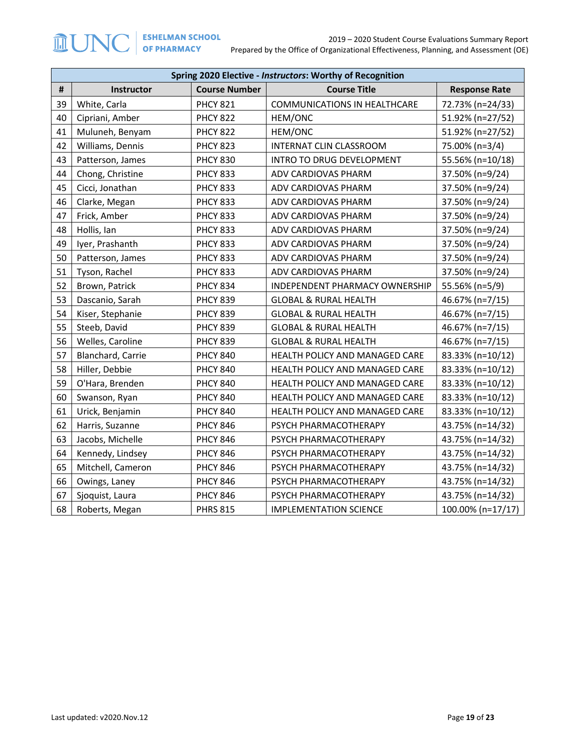| Spring 2020 Elective - *Instructors*: Worthy of Recognition | | | | |
|---|---|---|---|---|
| # | Instructor | Course Number | Course Title | Response Rate |
| 39 | White, Carla | PHCY 821 | COMMUNICATIONS IN HEALTHCARE | 72.73% (n=24/33) |
| 40 | Cipriani, Amber | PHCY 822 | HEM/ONC | 51.92% (n=27/52) |
| 41 | Muluneh, Benyam | PHCY 822 | HEM/ONC | 51.92% (n=27/52) |
| 42 | Williams, Dennis | PHCY 823 | INTERNAT CLIN CLASSROOM | 75.00% (n=3/4) |
| 43 | Patterson, James | PHCY 830 | INTRO TO DRUG DEVELOPMENT | 55.56% (n=10/18) |
| 44 | Chong, Christine | PHCY 833 | ADV CARDIOVAS PHARM | 37.50% (n=9/24) |
| 45 | Cicci, Jonathan | PHCY 833 | ADV CARDIOVAS PHARM | 37.50% (n=9/24) |
| 46 | Clarke, Megan | PHCY 833 | ADV CARDIOVAS PHARM | 37.50% (n=9/24) |
| 47 | Frick, Amber | PHCY 833 | ADV CARDIOVAS PHARM | 37.50% (n=9/24) |
| 48 | Hollis, Ian | PHCY 833 | ADV CARDIOVAS PHARM | 37.50% (n=9/24) |
| 49 | Iyer, Prashanth | PHCY 833 | ADV CARDIOVAS PHARM | 37.50% (n=9/24) |
| 50 | Patterson, James | PHCY 833 | ADV CARDIOVAS PHARM | 37.50% (n=9/24) |
| 51 | Tyson, Rachel | PHCY 833 | ADV CARDIOVAS PHARM | 37.50% (n=9/24) |
| 52 | Brown, Patrick | PHCY 834 | INDEPENDENT PHARMACY OWNERSHIP | 55.56% (n=5/9) |
| 53 | Dascanio, Sarah | PHCY 839 | GLOBAL & RURAL HEALTH | 46.67% (n=7/15) |
| 54 | Kiser, Stephanie | PHCY 839 | GLOBAL & RURAL HEALTH | 46.67% (n=7/15) |
| 55 | Steeb, David | PHCY 839 | GLOBAL & RURAL HEALTH | 46.67% (n=7/15) |
| 56 | Welles, Caroline | PHCY 839 | GLOBAL & RURAL HEALTH | 46.67% (n=7/15) |
| 57 | Blanchard, Carrie | PHCY 840 | HEALTH POLICY AND MANAGED CARE | 83.33% (n=10/12) |
| 58 | Hiller, Debbie | PHCY 840 | HEALTH POLICY AND MANAGED CARE | 83.33% (n=10/12) |
| 59 | O'Hara, Brenden | PHCY 840 | HEALTH POLICY AND MANAGED CARE | 83.33% (n=10/12) |
| 60 | Swanson, Ryan | PHCY 840 | HEALTH POLICY AND MANAGED CARE | 83.33% (n=10/12) |
| 61 | Urick, Benjamin | PHCY 840 | HEALTH POLICY AND MANAGED CARE | 83.33% (n=10/12) |
| 62 | Harris, Suzanne | PHCY 846 | PSYCH PHARMACOTHERAPY | 43.75% (n=14/32) |
| 63 | Jacobs, Michelle | PHCY 846 | PSYCH PHARMACOTHERAPY | 43.75% (n=14/32) |
| 64 | Kennedy, Lindsey | PHCY 846 | PSYCH PHARMACOTHERAPY | 43.75% (n=14/32) |
| 65 | Mitchell, Cameron | PHCY 846 | PSYCH PHARMACOTHERAPY | 43.75% (n=14/32) |
| 66 | Owings, Laney | PHCY 846 | PSYCH PHARMACOTHERAPY | 43.75% (n=14/32) |
| 67 | Sjoquist, Laura | PHCY 846 | PSYCH PHARMACOTHERAPY | 43.75% (n=14/32) |
| 68 | Roberts, Megan | PHRS 815 | IMPLEMENTATION SCIENCE | 100.00% (n=17/17) |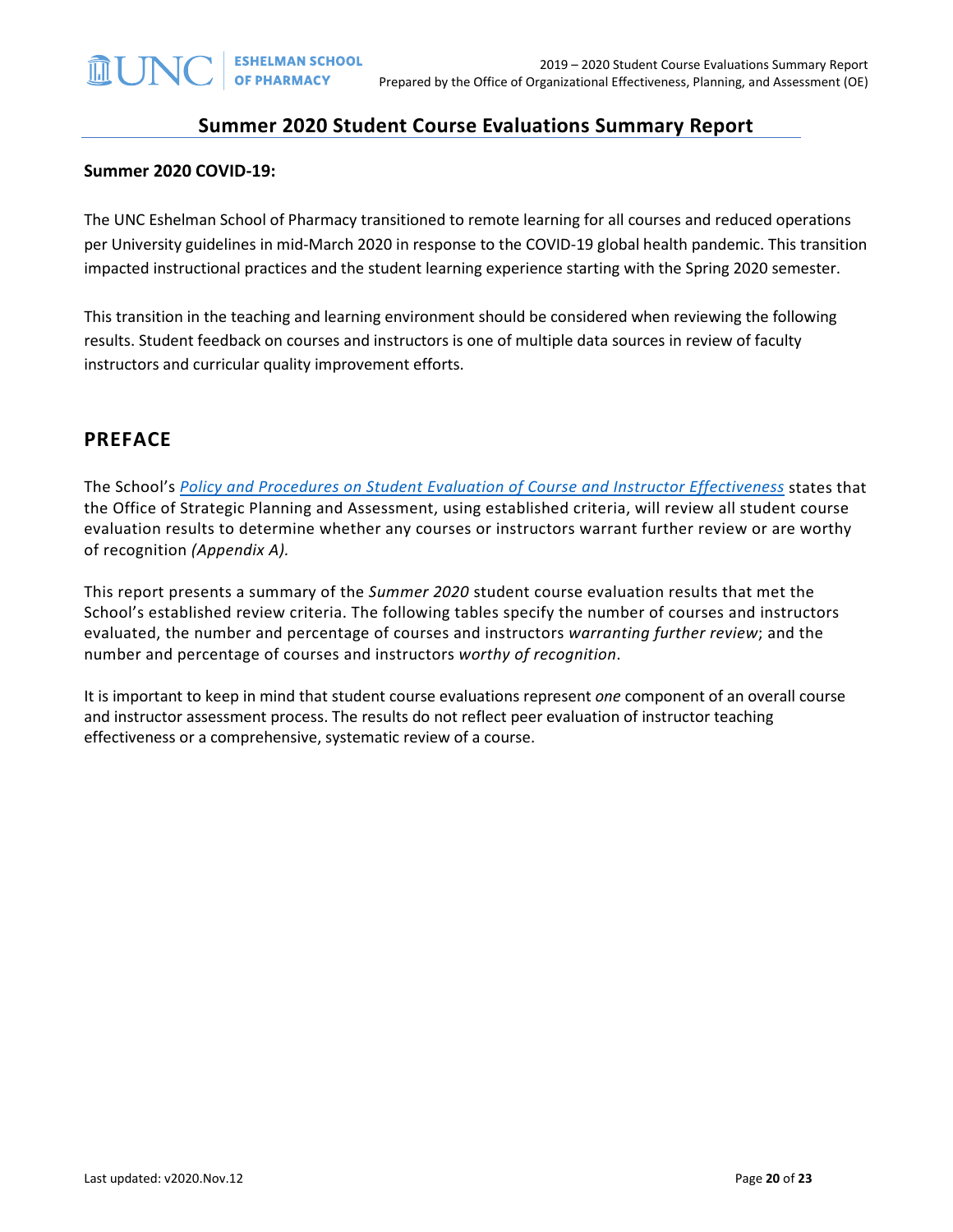## Summer 2020 Student Course Evaluations Summary Report

**Summer 2020 COVID-19:**

The UNC Eshelman School of Pharmacy transitioned to remote learning for all courses and reduced operations per University guidelines in mid-March 2020 in response to the COVID-19 global health pandemic. This transition impacted instructional practices and the student learning experience starting with the Spring 2020 semester.

This transition in the teaching and learning environment should be considered when reviewing the following results. Student feedback on courses and instructors is one of multiple data sources in review of faculty instructors and curricular quality improvement efforts.

## PREFACE

The School's *Policy and Procedures on Student Evaluation of Course and Instructor Effectiveness* states that the Office of Strategic Planning and Assessment, using established criteria, will review all student course evaluation results to determine whether any courses or instructors warrant further review or are worthy of recognition *(Appendix A)*.

This report presents a summary of the *Summer 2020* student course evaluation results that met the School's established review criteria. The following tables specify the number of courses and instructors evaluated, the number and percentage of courses and instructors *warranting further review*; and the number and percentage of courses and instructors *worthy of recognition*.

It is important to keep in mind that student course evaluations represent *one* component of an overall course and instructor assessment process. The results do not reflect peer evaluation of instructor teaching effectiveness or a comprehensive, systematic review of a course.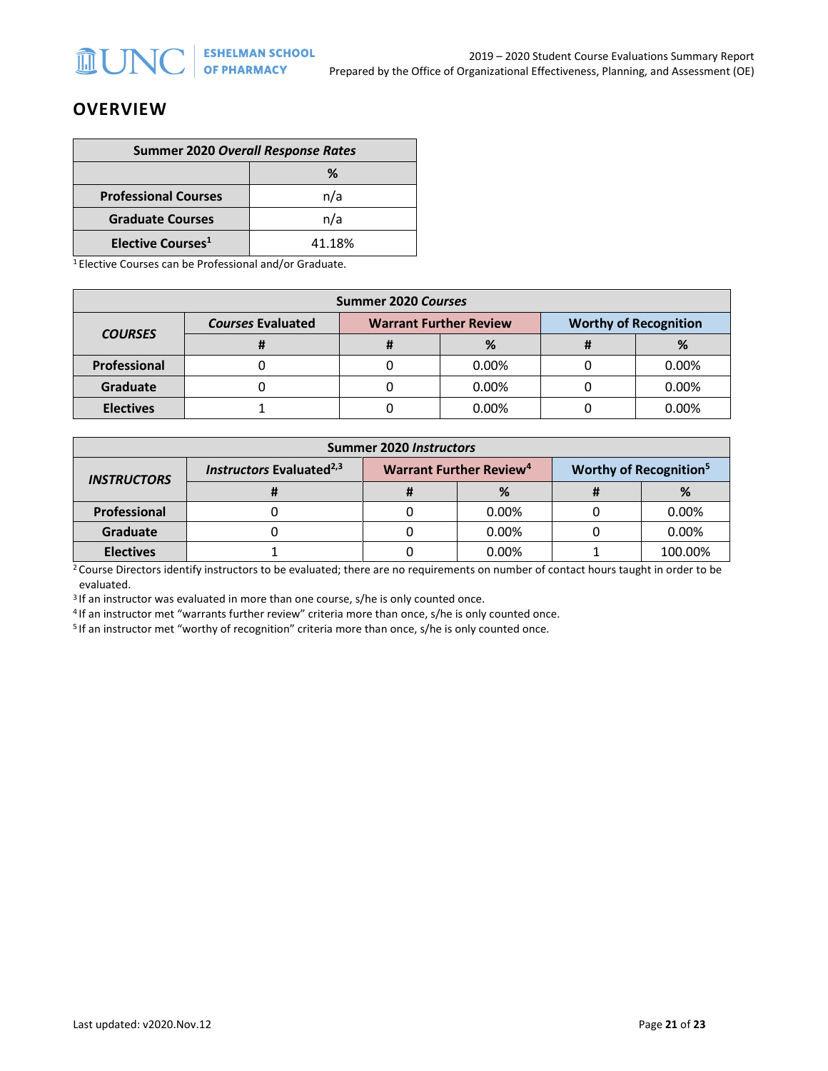## OVERVIEW

| Summer 2020 *Overall Response Rates* | |
|---|---|
| | % |
| **Professional Courses** | n/a |
| **Graduate Courses** | n/a |
| **Elective Courses**[1] | 41.18% |

[1] Elective Courses can be Professional and/or Graduate.

| Summer 2020 *Courses* | | | | | |
|---|---|---|---|---|---|
| ***COURSES*** | ***Courses* Evaluated** | **Warrant Further Review** | | **Worthy of Recognition** | |
| | **#** | **#** | **%** | **#** | **%** |
| **Professional** | 0 | 0 | 0.00% | 0 | 0.00% |
| **Graduate** | 0 | 0 | 0.00% | 0 | 0.00% |
| **Electives** | 1 | 0 | 0.00% | 0 | 0.00% |

| Summer 2020 *Instructors* | | | | | |
|---|---|---|---|---|---|
| ***INSTRUCTORS*** | ***Instructors* Evaluated**[2,3] | **Warrant Further Review**[4] | | **Worthy of Recognition**[5] | |
| | **#** | **#** | **%** | **#** | **%** |
| **Professional** | 0 | 0 | 0.00% | 0 | 0.00% |
| **Graduate** | 0 | 0 | 0.00% | 0 | 0.00% |
| **Electives** | 1 | 0 | 0.00% | 1 | 100.00% |

[2] Course Directors identify instructors to be evaluated; there are no requirements on number of contact hours taught in order to be evaluated.

[3] If an instructor was evaluated in more than one course, s/he is only counted once.

[4] If an instructor met "warrants further review" criteria more than once, s/he is only counted once.

[5] If an instructor met "worthy of recognition" criteria more than once, s/he is only counted once.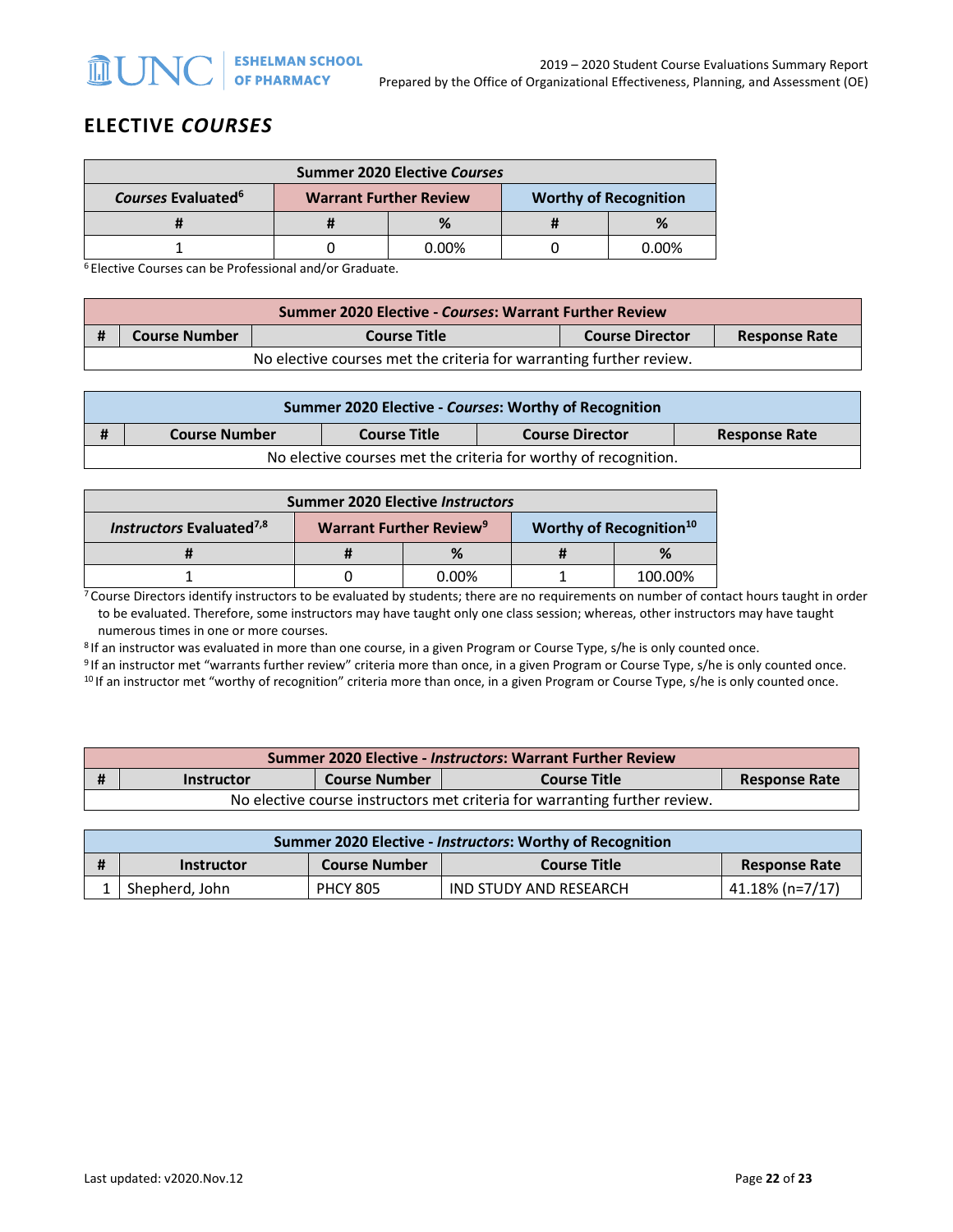## ELECTIVE *COURSES*

| Summer 2020 Elective *Courses* | | | | |
|---|---|---|---|---|
| *Courses* Evaluated[6] | Warrant Further Review | | Worthy of Recognition | |
| # | # | % | # | % |
| 1 | 0 | 0.00% | 0 | 0.00% |

[6] Elective Courses can be Professional and/or Graduate.

| Summer 2020 Elective - *Courses*: Warrant Further Review | | | | |
|---|---|---|---|---|
| # | Course Number | Course Title | Course Director | Response Rate |
| No elective courses met the criteria for warranting further review. | | | | |

| Summer 2020 Elective - *Courses*: Worthy of Recognition | | | | |
|---|---|---|---|---|
| # | Course Number | Course Title | Course Director | Response Rate |
| No elective courses met the criteria for worthy of recognition. | | | | |

| Summer 2020 Elective *Instructors* | | | | |
|---|---|---|---|---|
| *Instructors* Evaluated[7,8] | Warrant Further Review[9] | | Worthy of Recognition[10] | |
| # | # | % | # | % |
| 1 | 0 | 0.00% | 1 | 100.00% |

[7] Course Directors identify instructors to be evaluated by students; there are no requirements on number of contact hours taught in order to be evaluated. Therefore, some instructors may have taught only one class session; whereas, other instructors may have taught numerous times in one or more courses.

[8] If an instructor was evaluated in more than one course, in a given Program or Course Type, s/he is only counted once.

[9] If an instructor met "warrants further review" criteria more than once, in a given Program or Course Type, s/he is only counted once.

[10] If an instructor met "worthy of recognition" criteria more than once, in a given Program or Course Type, s/he is only counted once.

| Summer 2020 Elective - *Instructors*: Warrant Further Review | | | | |
|---|---|---|---|---|
| # | Instructor | Course Number | Course Title | Response Rate |
| No elective course instructors met criteria for warranting further review. | | | | |

| Summer 2020 Elective - *Instructors*: Worthy of Recognition | | | | |
|---|---|---|---|---|
| # | Instructor | Course Number | Course Title | Response Rate |
| 1 | Shepherd, John | PHCY 805 | IND STUDY AND RESEARCH | 41.18% (n=7/17) |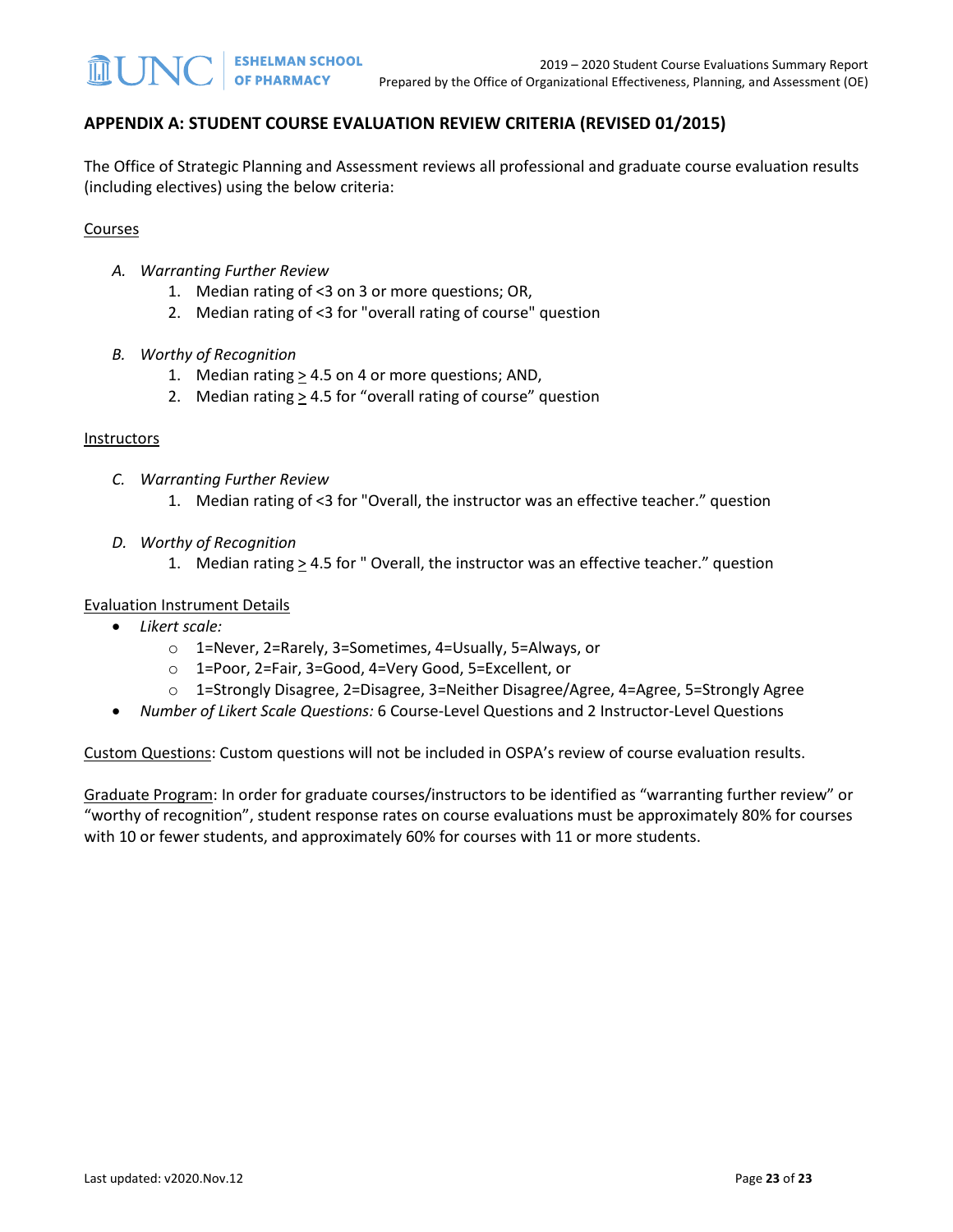## APPENDIX A: STUDENT COURSE EVALUATION REVIEW CRITERIA (REVISED 01/2015)

The Office of Strategic Planning and Assessment reviews all professional and graduate course evaluation results (including electives) using the below criteria:

Courses

A. *Warranting Further Review*
   1. Median rating of <3 on 3 or more questions; OR,
   2. Median rating of <3 for "overall rating of course" question

B. *Worthy of Recognition*
   1. Median rating $\geq$ 4.5 on 4 or more questions; AND,
   2. Median rating $\geq$ 4.5 for "overall rating of course" question

Instructors

C. *Warranting Further Review*
   1. Median rating of <3 for "Overall, the instructor was an effective teacher." question

D. *Worthy of Recognition*
   1. Median rating $\geq$ 4.5 for " Overall, the instructor was an effective teacher." question

Evaluation Instrument Details

- *Likert scale:*
  - 1=Never, 2=Rarely, 3=Sometimes, 4=Usually, 5=Always, or
  - 1=Poor, 2=Fair, 3=Good, 4=Very Good, 5=Excellent, or
  - 1=Strongly Disagree, 2=Disagree, 3=Neither Disagree/Agree, 4=Agree, 5=Strongly Agree
- *Number of Likert Scale Questions:* 6 Course-Level Questions and 2 Instructor-Level Questions

Custom Questions: Custom questions will not be included in OSPA's review of course evaluation results.

Graduate Program: In order for graduate courses/instructors to be identified as "warranting further review" or "worthy of recognition", student response rates on course evaluations must be approximately 80% for courses with 10 or fewer students, and approximately 60% for courses with 11 or more students.